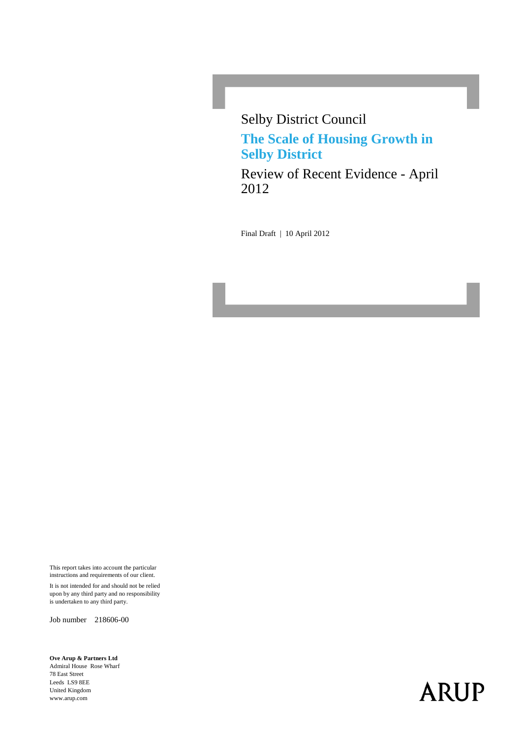Selby District Council

# The Scale of Housing Growth in Selby District

## Review of Recent Evidence - April 2012

Final Draft | 10 April 2012

This report takes into account the particular instructions and requirements of our client.

It is not intended for and should not be relied upon by any third party and no responsibility is undertaken to any third party.

Job number 218606-00

**Ove Arup & Partners Ltd**
Admiral House Rose Wharf
78 East Street
Leeds LS9 8EE
United Kingdom
www.arup.com

ARUP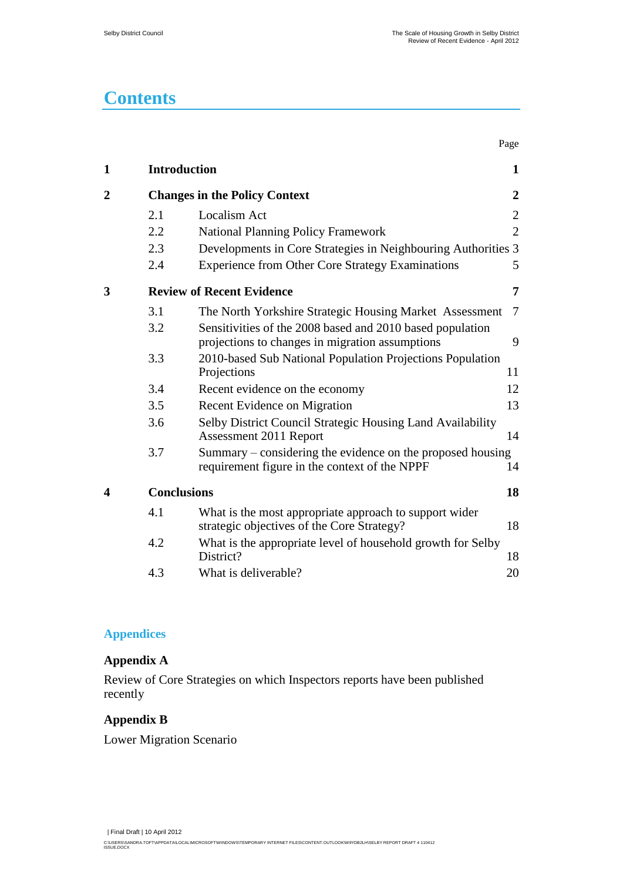# Contents

| | | | Page |
|---|---|---|---|
| **1** | **Introduction** | | **1** |
| **2** | **Changes in the Policy Context** | | **2** |
| | 2.1 | Localism Act | 2 |
| | 2.2 | National Planning Policy Framework | 2 |
| | 2.3 | Developments in Core Strategies in Neighbouring Authorities | 3 |
| | 2.4 | Experience from Other Core Strategy Examinations | 5 |
| **3** | **Review of Recent Evidence** | | **7** |
| | 3.1 | The North Yorkshire Strategic Housing Market Assessment | 7 |
| | 3.2 | Sensitivities of the 2008 based and 2010 based population projections to changes in migration assumptions | 9 |
| | 3.3 | 2010-based Sub National Population Projections Population Projections | 11 |
| | 3.4 | Recent evidence on the economy | 12 |
| | 3.5 | Recent Evidence on Migration | 13 |
| | 3.6 | Selby District Council Strategic Housing Land Availability Assessment 2011 Report | 14 |
| | 3.7 | Summary – considering the evidence on the proposed housing requirement figure in the context of the NPPF | 14 |
| **4** | **Conclusions** | | **18** |
| | 4.1 | What is the most appropriate approach to support wider strategic objectives of the Core Strategy? | 18 |
| | 4.2 | What is the appropriate level of household growth for Selby District? | 18 |
| | 4.3 | What is deliverable? | 20 |

## Appendices

### Appendix A

Review of Core Strategies on which Inspectors reports have been published recently

### Appendix B

Lower Migration Scenario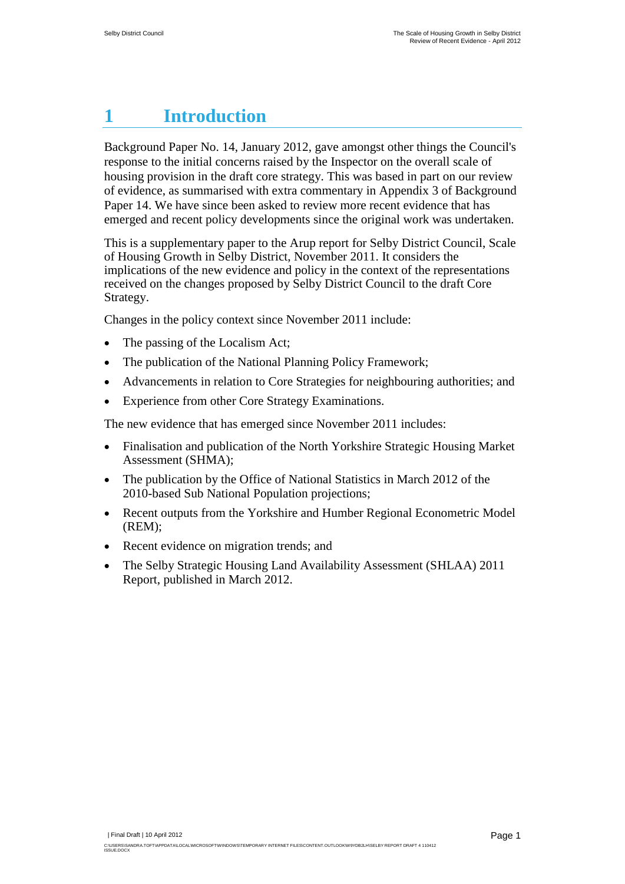# 1 Introduction

Background Paper No. 14, January 2012, gave amongst other things the Council's response to the initial concerns raised by the Inspector on the overall scale of housing provision in the draft core strategy. This was based in part on our review of evidence, as summarised with extra commentary in Appendix 3 of Background Paper 14. We have since been asked to review more recent evidence that has emerged and recent policy developments since the original work was undertaken.

This is a supplementary paper to the Arup report for Selby District Council, Scale of Housing Growth in Selby District, November 2011. It considers the implications of the new evidence and policy in the context of the representations received on the changes proposed by Selby District Council to the draft Core Strategy.

Changes in the policy context since November 2011 include:

- The passing of the Localism Act;
- The publication of the National Planning Policy Framework;
- Advancements in relation to Core Strategies for neighbouring authorities; and
- Experience from other Core Strategy Examinations.

The new evidence that has emerged since November 2011 includes:

- Finalisation and publication of the North Yorkshire Strategic Housing Market Assessment (SHMA);
- The publication by the Office of National Statistics in March 2012 of the 2010-based Sub National Population projections;
- Recent outputs from the Yorkshire and Humber Regional Econometric Model (REM);
- Recent evidence on migration trends; and
- The Selby Strategic Housing Land Availability Assessment (SHLAA) 2011 Report, published in March 2012.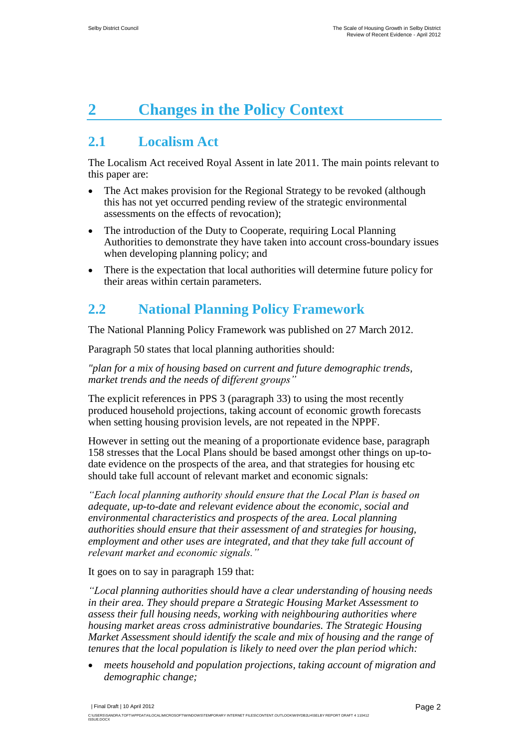# 2 Changes in the Policy Context

## 2.1 Localism Act

The Localism Act received Royal Assent in late 2011. The main points relevant to this paper are:

- The Act makes provision for the Regional Strategy to be revoked (although this has not yet occurred pending review of the strategic environmental assessments on the effects of revocation);
- The introduction of the Duty to Cooperate, requiring Local Planning Authorities to demonstrate they have taken into account cross-boundary issues when developing planning policy; and
- There is the expectation that local authorities will determine future policy for their areas within certain parameters.

## 2.2 National Planning Policy Framework

The National Planning Policy Framework was published on 27 March 2012.

Paragraph 50 states that local planning authorities should:

*"plan for a mix of housing based on current and future demographic trends, market trends and the needs of different groups"*

The explicit references in PPS 3 (paragraph 33) to using the most recently produced household projections, taking account of economic growth forecasts when setting housing provision levels, are not repeated in the NPPF.

However in setting out the meaning of a proportionate evidence base, paragraph 158 stresses that the Local Plans should be based amongst other things on up-to-date evidence on the prospects of the area, and that strategies for housing etc should take full account of relevant market and economic signals:

*"Each local planning authority should ensure that the Local Plan is based on adequate, up-to-date and relevant evidence about the economic, social and environmental characteristics and prospects of the area. Local planning authorities should ensure that their assessment of and strategies for housing, employment and other uses are integrated, and that they take full account of relevant market and economic signals."*

It goes on to say in paragraph 159 that:

*"Local planning authorities should have a clear understanding of housing needs in their area. They should prepare a Strategic Housing Market Assessment to assess their full housing needs, working with neighbouring authorities where housing market areas cross administrative boundaries. The Strategic Housing Market Assessment should identify the scale and mix of housing and the range of tenures that the local population is likely to need over the plan period which:*

- *meets household and population projections, taking account of migration and demographic change;*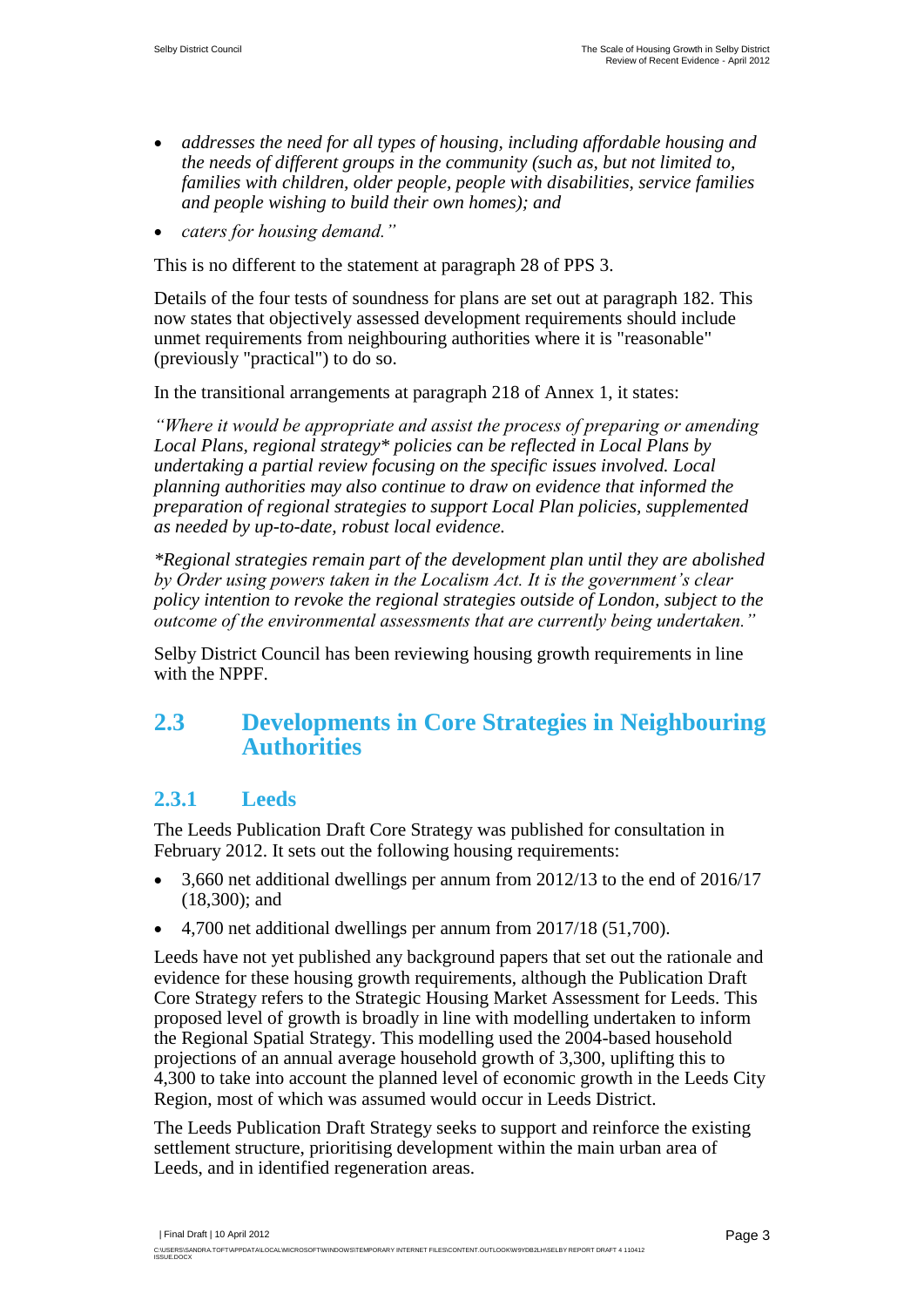- *addresses the need for all types of housing, including affordable housing and the needs of different groups in the community (such as, but not limited to, families with children, older people, people with disabilities, service families and people wishing to build their own homes); and*
- *caters for housing demand."*

This is no different to the statement at paragraph 28 of PPS 3.

Details of the four tests of soundness for plans are set out at paragraph 182. This now states that objectively assessed development requirements should include unmet requirements from neighbouring authorities where it is "reasonable" (previously "practical") to do so.

In the transitional arrangements at paragraph 218 of Annex 1, it states:

*"Where it would be appropriate and assist the process of preparing or amending Local Plans, regional strategy\* policies can be reflected in Local Plans by undertaking a partial review focusing on the specific issues involved. Local planning authorities may also continue to draw on evidence that informed the preparation of regional strategies to support Local Plan policies, supplemented as needed by up-to-date, robust local evidence.*

*\*Regional strategies remain part of the development plan until they are abolished by Order using powers taken in the Localism Act. It is the government's clear policy intention to revoke the regional strategies outside of London, subject to the outcome of the environmental assessments that are currently being undertaken."*

Selby District Council has been reviewing housing growth requirements in line with the NPPF.

## 2.3 Developments in Core Strategies in Neighbouring Authorities

### 2.3.1 Leeds

The Leeds Publication Draft Core Strategy was published for consultation in February 2012. It sets out the following housing requirements:

- 3,660 net additional dwellings per annum from 2012/13 to the end of 2016/17 (18,300); and
- 4,700 net additional dwellings per annum from 2017/18 (51,700).

Leeds have not yet published any background papers that set out the rationale and evidence for these housing growth requirements, although the Publication Draft Core Strategy refers to the Strategic Housing Market Assessment for Leeds. This proposed level of growth is broadly in line with modelling undertaken to inform the Regional Spatial Strategy. This modelling used the 2004-based household projections of an annual average household growth of 3,300, uplifting this to 4,300 to take into account the planned level of economic growth in the Leeds City Region, most of which was assumed would occur in Leeds District.

The Leeds Publication Draft Strategy seeks to support and reinforce the existing settlement structure, prioritising development within the main urban area of Leeds, and in identified regeneration areas.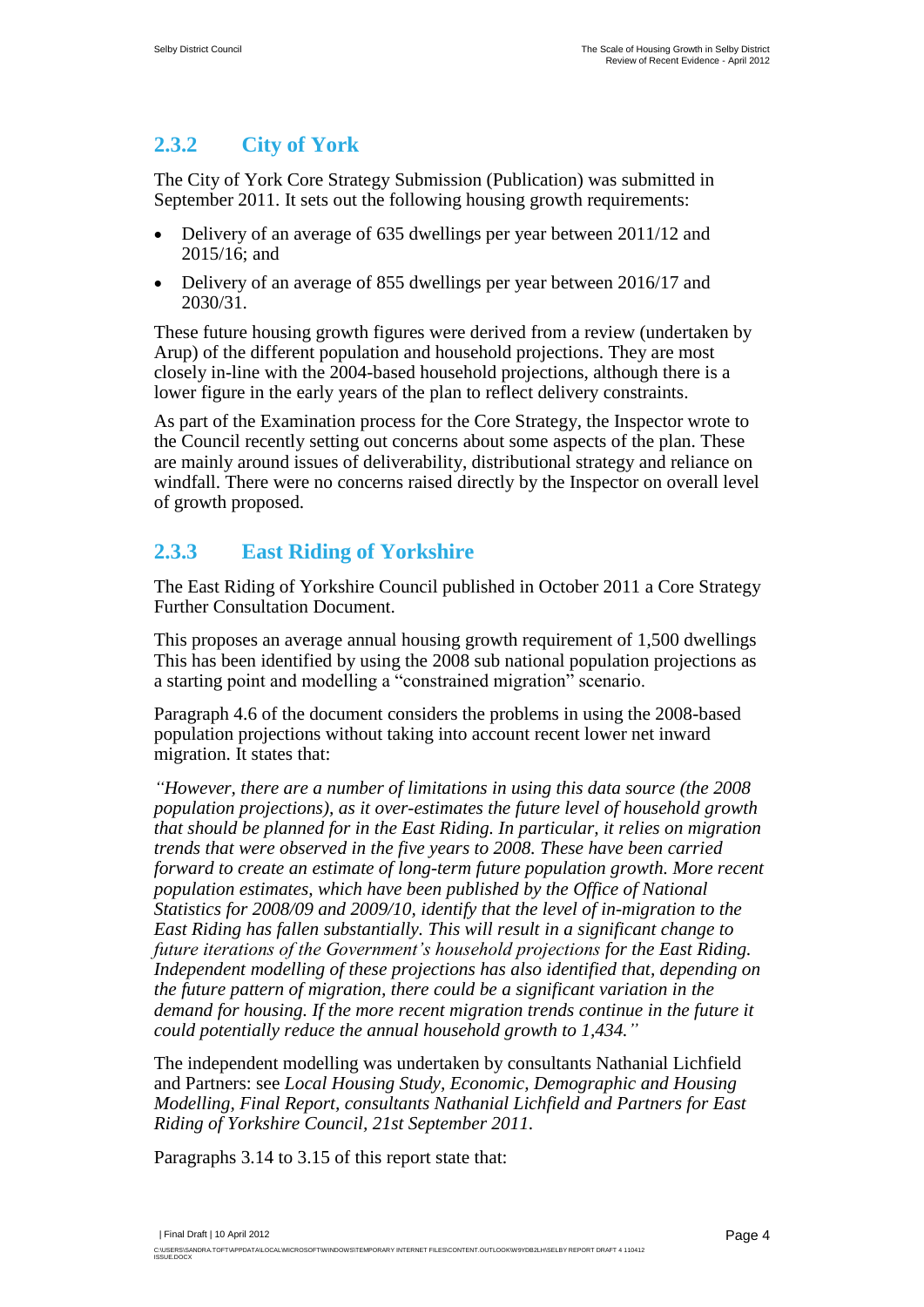### 2.3.2 City of York

The City of York Core Strategy Submission (Publication) was submitted in September 2011. It sets out the following housing growth requirements:

- Delivery of an average of 635 dwellings per year between 2011/12 and 2015/16; and
- Delivery of an average of 855 dwellings per year between 2016/17 and 2030/31.

These future housing growth figures were derived from a review (undertaken by Arup) of the different population and household projections. They are most closely in-line with the 2004-based household projections, although there is a lower figure in the early years of the plan to reflect delivery constraints.

As part of the Examination process for the Core Strategy, the Inspector wrote to the Council recently setting out concerns about some aspects of the plan. These are mainly around issues of deliverability, distributional strategy and reliance on windfall. There were no concerns raised directly by the Inspector on overall level of growth proposed.

### 2.3.3 East Riding of Yorkshire

The East Riding of Yorkshire Council published in October 2011 a Core Strategy Further Consultation Document.

This proposes an average annual housing growth requirement of 1,500 dwellings This has been identified by using the 2008 sub national population projections as a starting point and modelling a "constrained migration" scenario.

Paragraph 4.6 of the document considers the problems in using the 2008-based population projections without taking into account recent lower net inward migration. It states that:

*"However, there are a number of limitations in using this data source (the 2008 population projections), as it over-estimates the future level of household growth that should be planned for in the East Riding. In particular, it relies on migration trends that were observed in the five years to 2008. These have been carried forward to create an estimate of long-term future population growth. More recent population estimates, which have been published by the Office of National Statistics for 2008/09 and 2009/10, identify that the level of in-migration to the East Riding has fallen substantially. This will result in a significant change to future iterations of the Government's household projections for the East Riding. Independent modelling of these projections has also identified that, depending on the future pattern of migration, there could be a significant variation in the demand for housing. If the more recent migration trends continue in the future it could potentially reduce the annual household growth to 1,434."*

The independent modelling was undertaken by consultants Nathanial Lichfield and Partners: see *Local Housing Study, Economic, Demographic and Housing Modelling, Final Report, consultants Nathanial Lichfield and Partners for East Riding of Yorkshire Council, 21st September 2011.*

Paragraphs 3.14 to 3.15 of this report state that: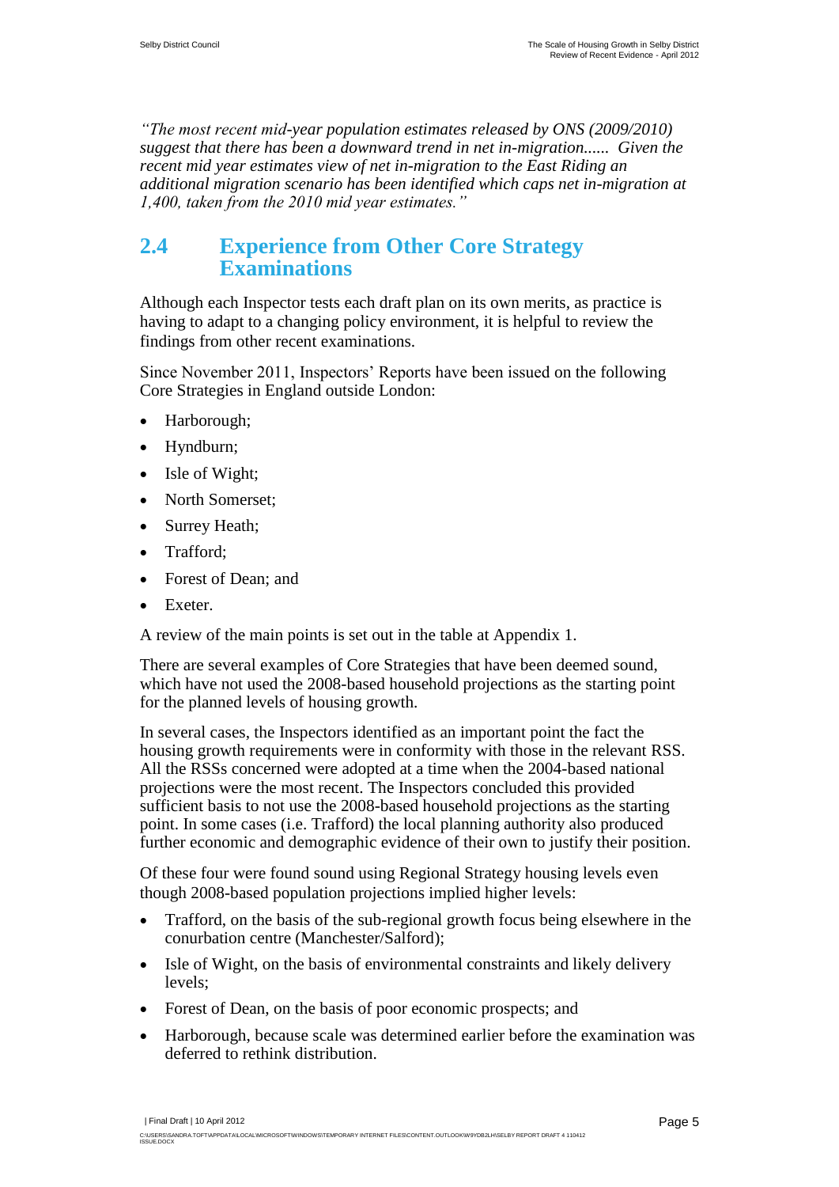*"The most recent mid-year population estimates released by ONS (2009/2010) suggest that there has been a downward trend in net in-migration...... Given the recent mid year estimates view of net in-migration to the East Riding an additional migration scenario has been identified which caps net in-migration at 1,400, taken from the 2010 mid year estimates."*

## 2.4 Experience from Other Core Strategy Examinations

Although each Inspector tests each draft plan on its own merits, as practice is having to adapt to a changing policy environment, it is helpful to review the findings from other recent examinations.

Since November 2011, Inspectors' Reports have been issued on the following Core Strategies in England outside London:

- Harborough;
- Hyndburn;
- Isle of Wight;
- North Somerset;
- Surrey Heath;
- Trafford;
- Forest of Dean; and
- Exeter.

A review of the main points is set out in the table at Appendix 1.

There are several examples of Core Strategies that have been deemed sound, which have not used the 2008-based household projections as the starting point for the planned levels of housing growth.

In several cases, the Inspectors identified as an important point the fact the housing growth requirements were in conformity with those in the relevant RSS. All the RSSs concerned were adopted at a time when the 2004-based national projections were the most recent. The Inspectors concluded this provided sufficient basis to not use the 2008-based household projections as the starting point. In some cases (i.e. Trafford) the local planning authority also produced further economic and demographic evidence of their own to justify their position.

Of these four were found sound using Regional Strategy housing levels even though 2008-based population projections implied higher levels:

- Trafford, on the basis of the sub-regional growth focus being elsewhere in the conurbation centre (Manchester/Salford);
- Isle of Wight, on the basis of environmental constraints and likely delivery levels;
- Forest of Dean, on the basis of poor economic prospects; and
- Harborough, because scale was determined earlier before the examination was deferred to rethink distribution.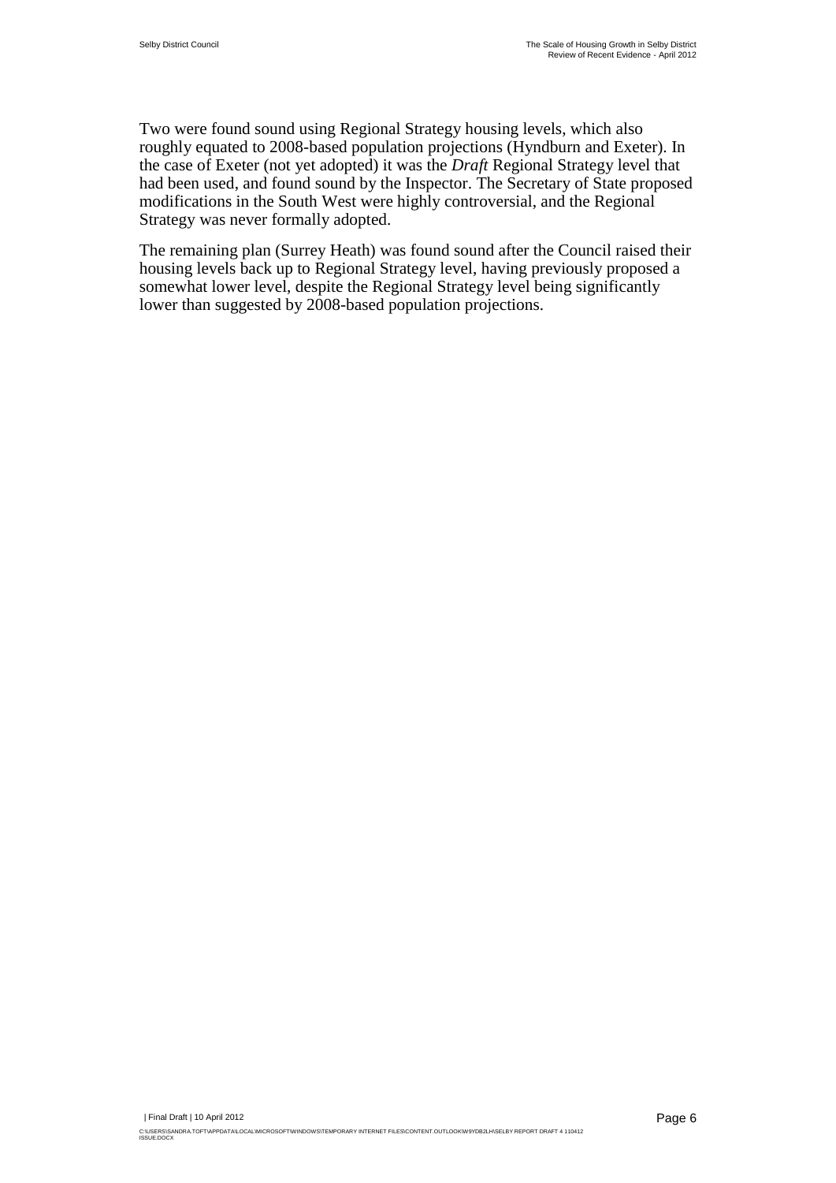Two were found sound using Regional Strategy housing levels, which also roughly equated to 2008-based population projections (Hyndburn and Exeter). In the case of Exeter (not yet adopted) it was the *Draft* Regional Strategy level that had been used, and found sound by the Inspector. The Secretary of State proposed modifications in the South West were highly controversial, and the Regional Strategy was never formally adopted.

The remaining plan (Surrey Heath) was found sound after the Council raised their housing levels back up to Regional Strategy level, having previously proposed a somewhat lower level, despite the Regional Strategy level being significantly lower than suggested by 2008-based population projections.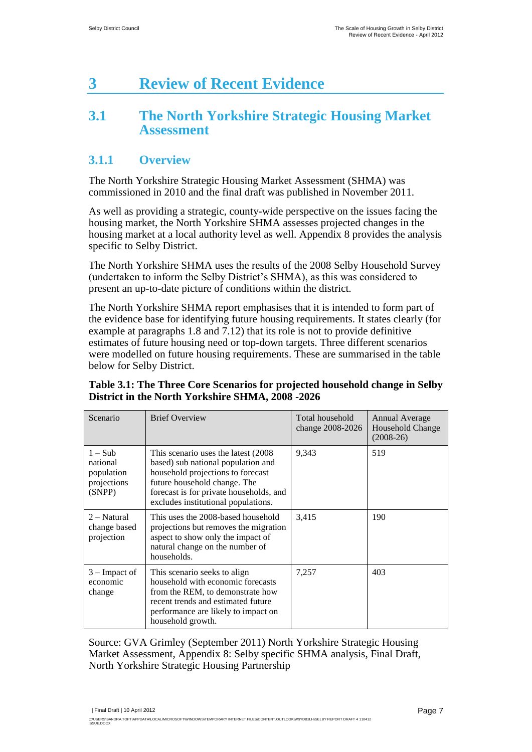# 3 Review of Recent Evidence

## 3.1 The North Yorkshire Strategic Housing Market Assessment

### 3.1.1 Overview

The North Yorkshire Strategic Housing Market Assessment (SHMA) was commissioned in 2010 and the final draft was published in November 2011.

As well as providing a strategic, county-wide perspective on the issues facing the housing market, the North Yorkshire SHMA assesses projected changes in the housing market at a local authority level as well. Appendix 8 provides the analysis specific to Selby District.

The North Yorkshire SHMA uses the results of the 2008 Selby Household Survey (undertaken to inform the Selby District's SHMA), as this was considered to present an up-to-date picture of conditions within the district.

The North Yorkshire SHMA report emphasises that it is intended to form part of the evidence base for identifying future housing requirements. It states clearly (for example at paragraphs 1.8 and 7.12) that its role is not to provide definitive estimates of future housing need or top-down targets. Three different scenarios were modelled on future housing requirements. These are summarised in the table below for Selby District.

**Table 3.1: The Three Core Scenarios for projected household change in Selby District in the North Yorkshire SHMA, 2008 -2026**

| Scenario | Brief Overview | Total household change 2008-2026 | Annual Average Household Change (2008-26) |
|---|---|---|---|
| 1 – Sub national population projections (SNPP) | This scenario uses the latest (2008 based) sub national population and household projections to forecast future household change. The forecast is for private households, and excludes institutional populations. | 9,343 | 519 |
| 2 – Natural change based projection | This uses the 2008-based household projections but removes the migration aspect to show only the impact of natural change on the number of households. | 3,415 | 190 |
| 3 – Impact of economic change | This scenario seeks to align household with economic forecasts from the REM, to demonstrate how recent trends and estimated future performance are likely to impact on household growth. | 7,257 | 403 |

Source: GVA Grimley (September 2011) North Yorkshire Strategic Housing Market Assessment, Appendix 8: Selby specific SHMA analysis, Final Draft, North Yorkshire Strategic Housing Partnership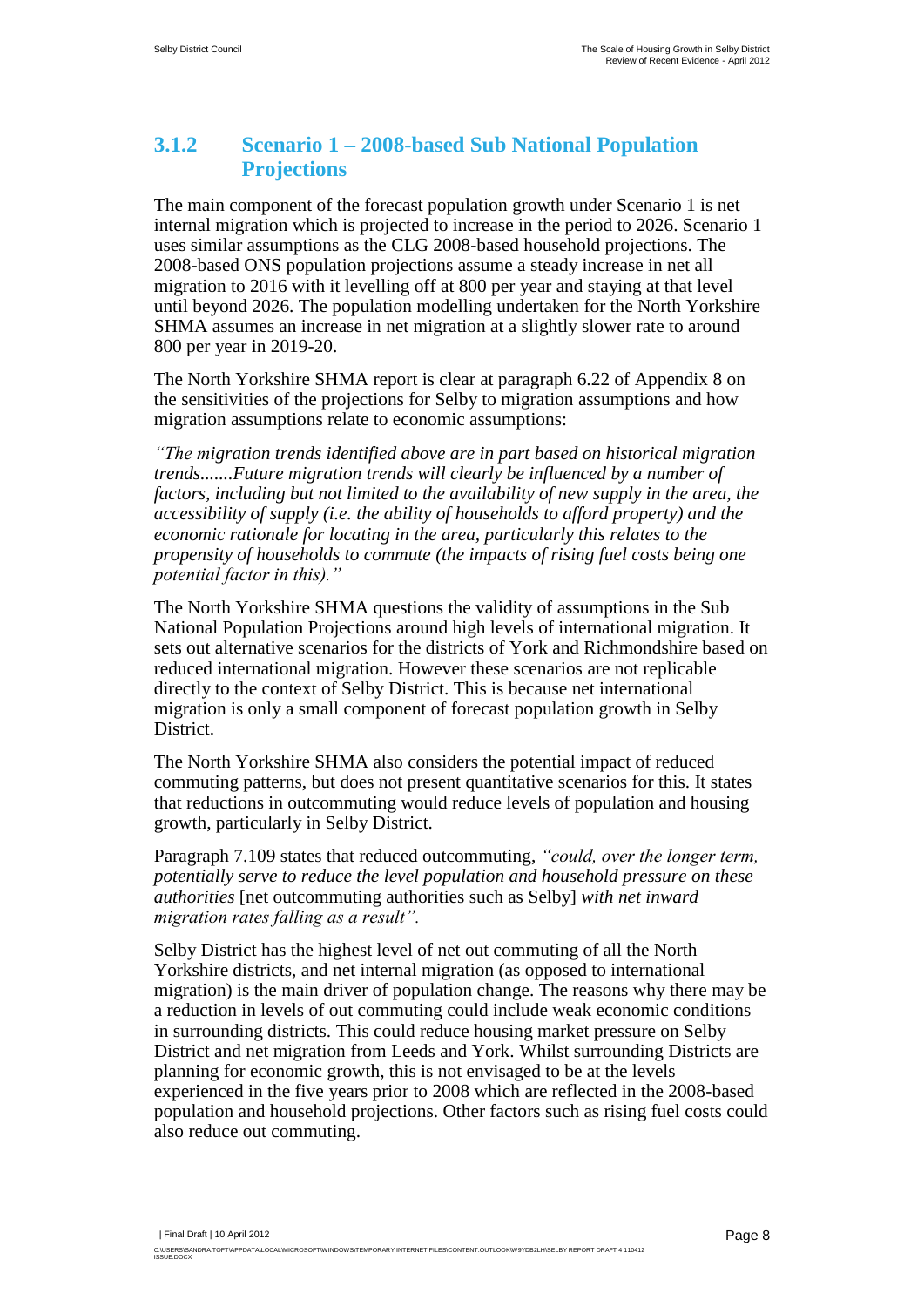### 3.1.2 Scenario 1 – 2008-based Sub National Population Projections

The main component of the forecast population growth under Scenario 1 is net internal migration which is projected to increase in the period to 2026. Scenario 1 uses similar assumptions as the CLG 2008-based household projections. The 2008-based ONS population projections assume a steady increase in net all migration to 2016 with it levelling off at 800 per year and staying at that level until beyond 2026. The population modelling undertaken for the North Yorkshire SHMA assumes an increase in net migration at a slightly slower rate to around 800 per year in 2019-20.

The North Yorkshire SHMA report is clear at paragraph 6.22 of Appendix 8 on the sensitivities of the projections for Selby to migration assumptions and how migration assumptions relate to economic assumptions:

*"The migration trends identified above are in part based on historical migration trends.......Future migration trends will clearly be influenced by a number of factors, including but not limited to the availability of new supply in the area, the accessibility of supply (i.e. the ability of households to afford property) and the economic rationale for locating in the area, particularly this relates to the propensity of households to commute (the impacts of rising fuel costs being one potential factor in this)."*

The North Yorkshire SHMA questions the validity of assumptions in the Sub National Population Projections around high levels of international migration. It sets out alternative scenarios for the districts of York and Richmondshire based on reduced international migration. However these scenarios are not replicable directly to the context of Selby District. This is because net international migration is only a small component of forecast population growth in Selby District.

The North Yorkshire SHMA also considers the potential impact of reduced commuting patterns, but does not present quantitative scenarios for this. It states that reductions in outcommuting would reduce levels of population and housing growth, particularly in Selby District.

Paragraph 7.109 states that reduced outcommuting, *"could, over the longer term, potentially serve to reduce the level population and household pressure on these authorities* [net outcommuting authorities such as Selby] *with net inward migration rates falling as a result".*

Selby District has the highest level of net out commuting of all the North Yorkshire districts, and net internal migration (as opposed to international migration) is the main driver of population change. The reasons why there may be a reduction in levels of out commuting could include weak economic conditions in surrounding districts. This could reduce housing market pressure on Selby District and net migration from Leeds and York. Whilst surrounding Districts are planning for economic growth, this is not envisaged to be at the levels experienced in the five years prior to 2008 which are reflected in the 2008-based population and household projections. Other factors such as rising fuel costs could also reduce out commuting.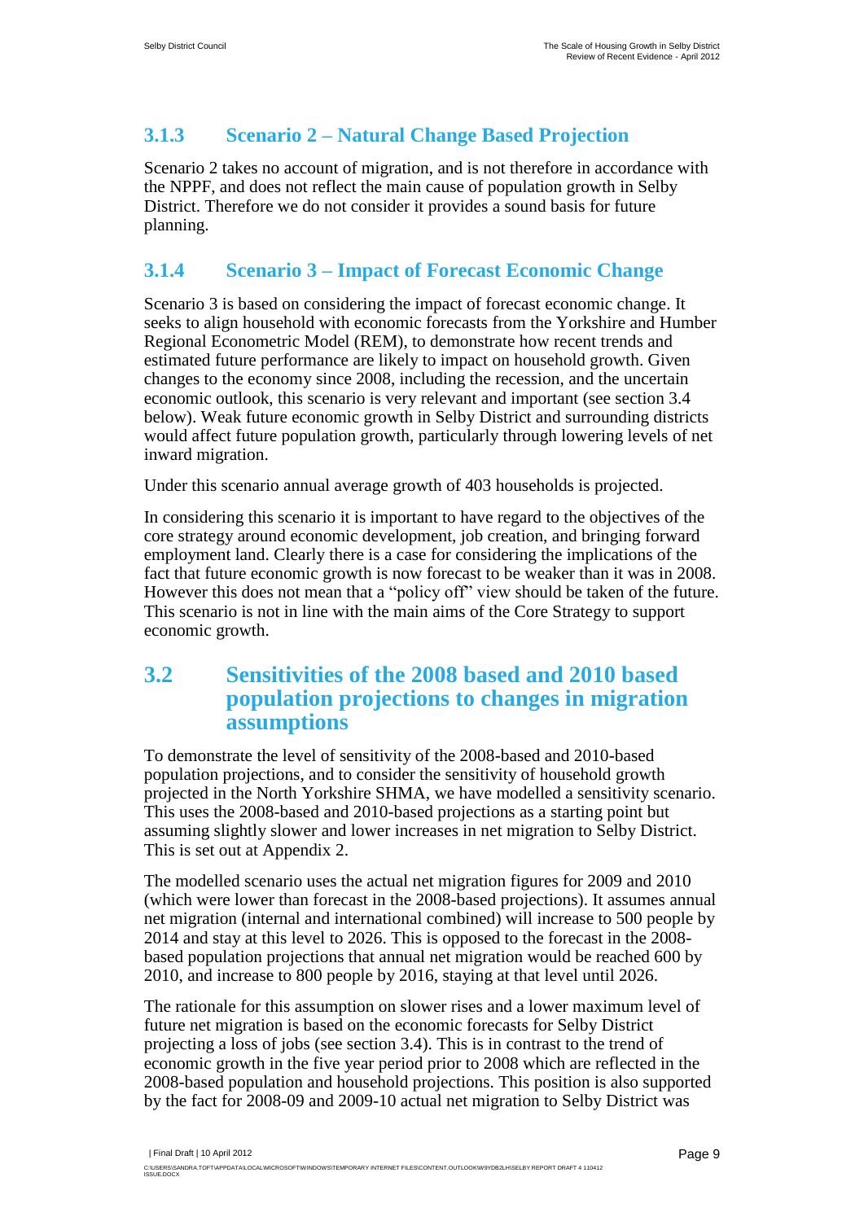### 3.1.3 Scenario 2 – Natural Change Based Projection

Scenario 2 takes no account of migration, and is not therefore in accordance with the NPPF, and does not reflect the main cause of population growth in Selby District. Therefore we do not consider it provides a sound basis for future planning.

### 3.1.4 Scenario 3 – Impact of Forecast Economic Change

Scenario 3 is based on considering the impact of forecast economic change. It seeks to align household with economic forecasts from the Yorkshire and Humber Regional Econometric Model (REM), to demonstrate how recent trends and estimated future performance are likely to impact on household growth. Given changes to the economy since 2008, including the recession, and the uncertain economic outlook, this scenario is very relevant and important (see section 3.4 below). Weak future economic growth in Selby District and surrounding districts would affect future population growth, particularly through lowering levels of net inward migration.

Under this scenario annual average growth of 403 households is projected.

In considering this scenario it is important to have regard to the objectives of the core strategy around economic development, job creation, and bringing forward employment land. Clearly there is a case for considering the implications of the fact that future economic growth is now forecast to be weaker than it was in 2008. However this does not mean that a "policy off" view should be taken of the future. This scenario is not in line with the main aims of the Core Strategy to support economic growth.

## 3.2 Sensitivities of the 2008 based and 2010 based population projections to changes in migration assumptions

To demonstrate the level of sensitivity of the 2008-based and 2010-based population projections, and to consider the sensitivity of household growth projected in the North Yorkshire SHMA, we have modelled a sensitivity scenario. This uses the 2008-based and 2010-based projections as a starting point but assuming slightly slower and lower increases in net migration to Selby District. This is set out at Appendix 2.

The modelled scenario uses the actual net migration figures for 2009 and 2010 (which were lower than forecast in the 2008-based projections). It assumes annual net migration (internal and international combined) will increase to 500 people by 2014 and stay at this level to 2026. This is opposed to the forecast in the 2008-based population projections that annual net migration would be reached 600 by 2010, and increase to 800 people by 2016, staying at that level until 2026.

The rationale for this assumption on slower rises and a lower maximum level of future net migration is based on the economic forecasts for Selby District projecting a loss of jobs (see section 3.4). This is in contrast to the trend of economic growth in the five year period prior to 2008 which are reflected in the 2008-based population and household projections. This position is also supported by the fact for 2008-09 and 2009-10 actual net migration to Selby District was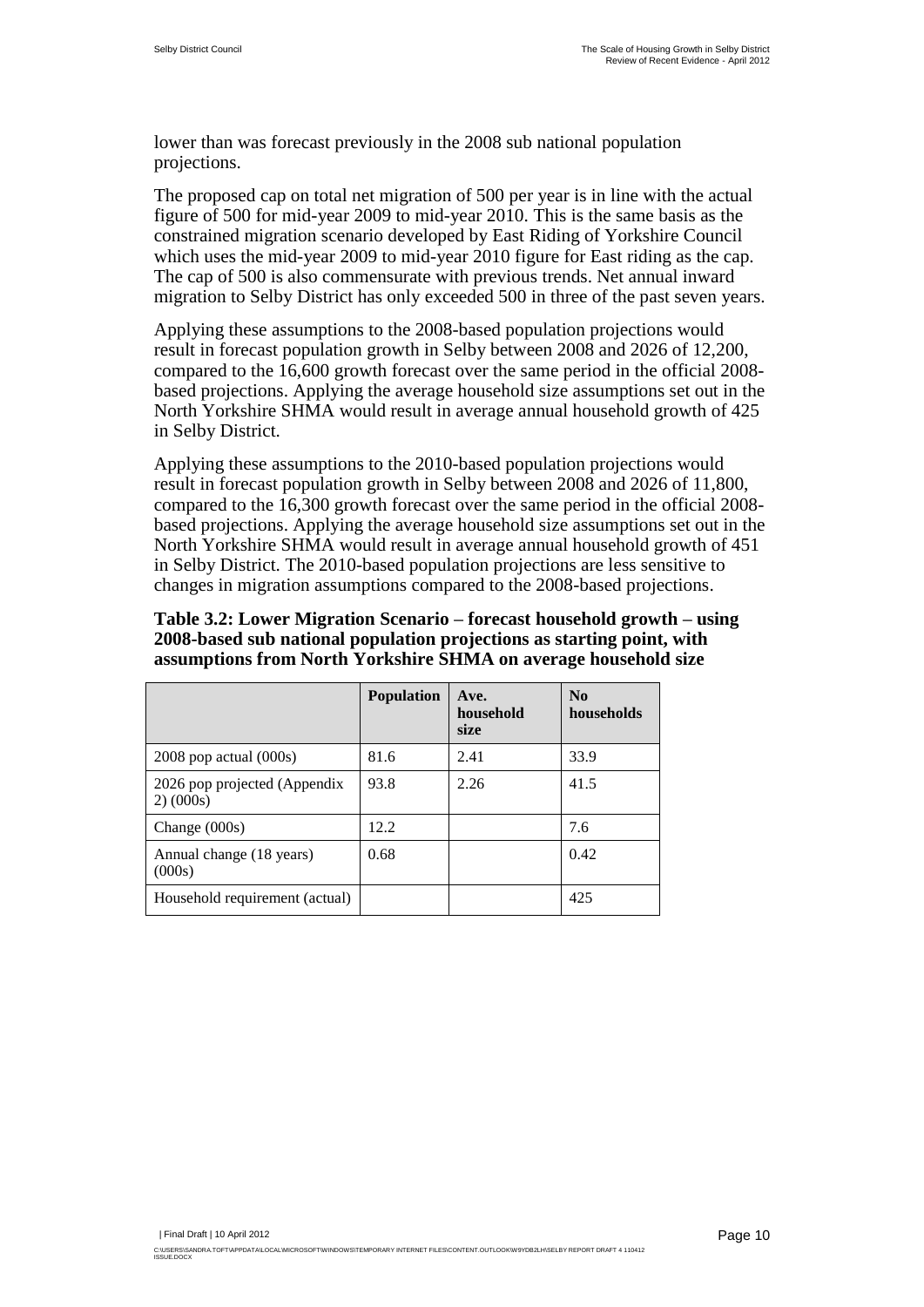lower than was forecast previously in the 2008 sub national population projections.

The proposed cap on total net migration of 500 per year is in line with the actual figure of 500 for mid-year 2009 to mid-year 2010. This is the same basis as the constrained migration scenario developed by East Riding of Yorkshire Council which uses the mid-year 2009 to mid-year 2010 figure for East riding as the cap. The cap of 500 is also commensurate with previous trends. Net annual inward migration to Selby District has only exceeded 500 in three of the past seven years.

Applying these assumptions to the 2008-based population projections would result in forecast population growth in Selby between 2008 and 2026 of 12,200, compared to the 16,600 growth forecast over the same period in the official 2008-based projections. Applying the average household size assumptions set out in the North Yorkshire SHMA would result in average annual household growth of 425 in Selby District.

Applying these assumptions to the 2010-based population projections would result in forecast population growth in Selby between 2008 and 2026 of 11,800, compared to the 16,300 growth forecast over the same period in the official 2008-based projections. Applying the average household size assumptions set out in the North Yorkshire SHMA would result in average annual household growth of 451 in Selby District. The 2010-based population projections are less sensitive to changes in migration assumptions compared to the 2008-based projections.

**Table 3.2: Lower Migration Scenario – forecast household growth – using 2008-based sub national population projections as starting point, with assumptions from North Yorkshire SHMA on average household size**

| | Population | Ave. household size | No households |
|---|---|---|---|
| 2008 pop actual (000s) | 81.6 | 2.41 | 33.9 |
| 2026 pop projected (Appendix 2) (000s) | 93.8 | 2.26 | 41.5 |
| Change (000s) | 12.2 | | 7.6 |
| Annual change (18 years) (000s) | 0.68 | | 0.42 |
| Household requirement (actual) | | | 425 |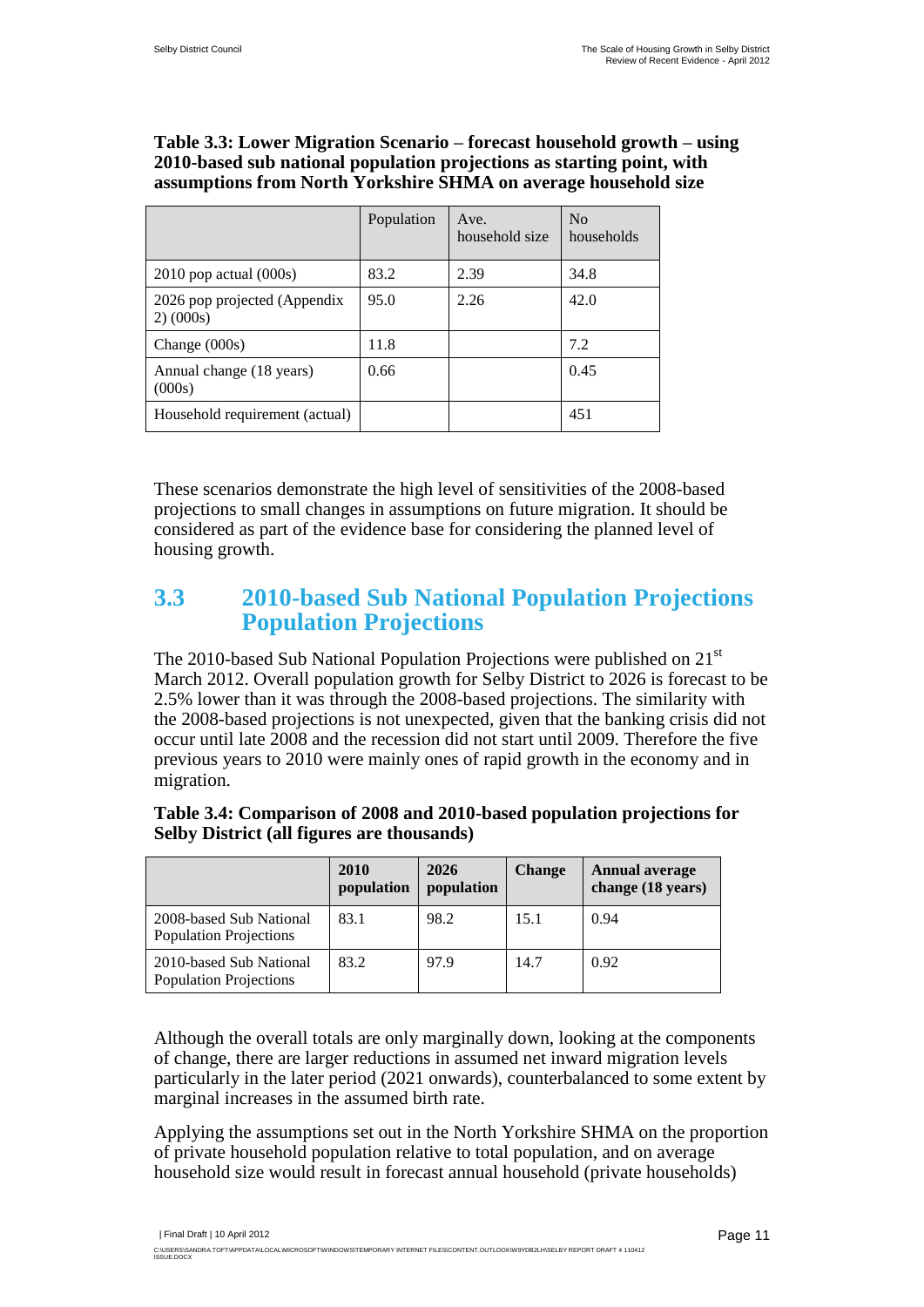**Table 3.3: Lower Migration Scenario – forecast household growth – using 2010-based sub national population projections as starting point, with assumptions from North Yorkshire SHMA on average household size**

| | Population | Ave. household size | No households |
|---|---|---|---|
| 2010 pop actual (000s) | 83.2 | 2.39 | 34.8 |
| 2026 pop projected (Appendix 2) (000s) | 95.0 | 2.26 | 42.0 |
| Change (000s) | 11.8 | | 7.2 |
| Annual change (18 years) (000s) | 0.66 | | 0.45 |
| Household requirement (actual) | | | 451 |

These scenarios demonstrate the high level of sensitivities of the 2008-based projections to small changes in assumptions on future migration. It should be considered as part of the evidence base for considering the planned level of housing growth.

## 3.3 2010-based Sub National Population Projections Population Projections

The 2010-based Sub National Population Projections were published on 21st March 2012. Overall population growth for Selby District to 2026 is forecast to be 2.5% lower than it was through the 2008-based projections. The similarity with the 2008-based projections is not unexpected, given that the banking crisis did not occur until late 2008 and the recession did not start until 2009. Therefore the five previous years to 2010 were mainly ones of rapid growth in the economy and in migration.

**Table 3.4: Comparison of 2008 and 2010-based population projections for Selby District (all figures are thousands)**

| | 2010 population | 2026 population | Change | Annual average change (18 years) |
|---|---|---|---|---|
| 2008-based Sub National Population Projections | 83.1 | 98.2 | 15.1 | 0.94 |
| 2010-based Sub National Population Projections | 83.2 | 97.9 | 14.7 | 0.92 |

Although the overall totals are only marginally down, looking at the components of change, there are larger reductions in assumed net inward migration levels particularly in the later period (2021 onwards), counterbalanced to some extent by marginal increases in the assumed birth rate.

Applying the assumptions set out in the North Yorkshire SHMA on the proportion of private household population relative to total population, and on average household size would result in forecast annual household (private households)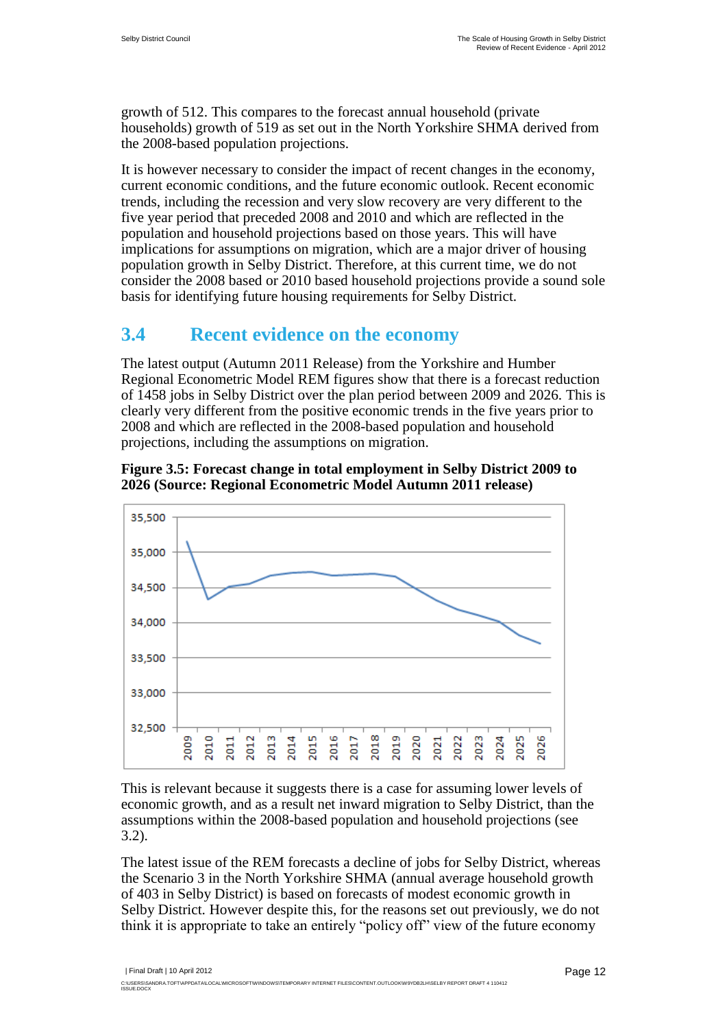growth of 512. This compares to the forecast annual household (private households) growth of 519 as set out in the North Yorkshire SHMA derived from the 2008-based population projections.

It is however necessary to consider the impact of recent changes in the economy, current economic conditions, and the future economic outlook. Recent economic trends, including the recession and very slow recovery are very different to the five year period that preceded 2008 and 2010 and which are reflected in the population and household projections based on those years. This will have implications for assumptions on migration, which are a major driver of housing population growth in Selby District. Therefore, at this current time, we do not consider the 2008 based or 2010 based household projections provide a sound sole basis for identifying future housing requirements for Selby District.

## 3.4 Recent evidence on the economy

The latest output (Autumn 2011 Release) from the Yorkshire and Humber Regional Econometric Model REM figures show that there is a forecast reduction of 1458 jobs in Selby District over the plan period between 2009 and 2026. This is clearly very different from the positive economic trends in the five years prior to 2008 and which are reflected in the 2008-based population and household projections, including the assumptions on migration.

**Figure 3.5: Forecast change in total employment in Selby District 2009 to 2026 (Source: Regional Econometric Model Autumn 2011 release)**

This is relevant because it suggests there is a case for assuming lower levels of economic growth, and as a result net inward migration to Selby District, than the assumptions within the 2008-based population and household projections (see 3.2).

The latest issue of the REM forecasts a decline of jobs for Selby District, whereas the Scenario 3 in the North Yorkshire SHMA (annual average household growth of 403 in Selby District) is based on forecasts of modest economic growth in Selby District. However despite this, for the reasons set out previously, we do not think it is appropriate to take an entirely "policy off" view of the future economy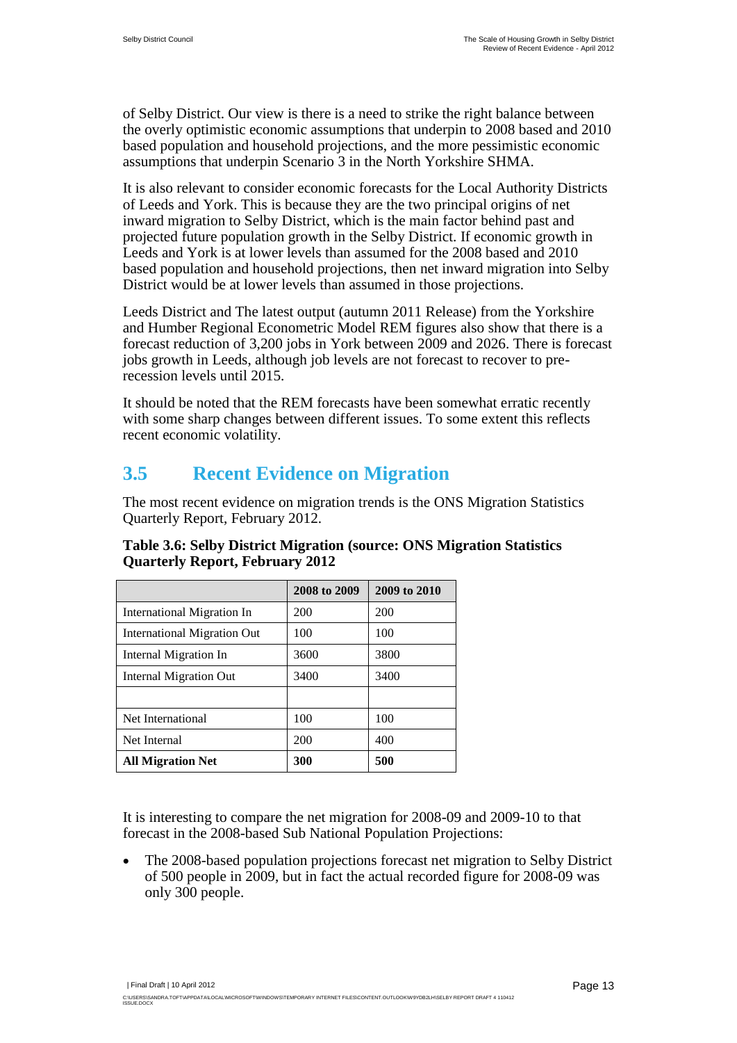of Selby District. Our view is there is a need to strike the right balance between the overly optimistic economic assumptions that underpin to 2008 based and 2010 based population and household projections, and the more pessimistic economic assumptions that underpin Scenario 3 in the North Yorkshire SHMA.

It is also relevant to consider economic forecasts for the Local Authority Districts of Leeds and York. This is because they are the two principal origins of net inward migration to Selby District, which is the main factor behind past and projected future population growth in the Selby District. If economic growth in Leeds and York is at lower levels than assumed for the 2008 based and 2010 based population and household projections, then net inward migration into Selby District would be at lower levels than assumed in those projections.

Leeds District and The latest output (autumn 2011 Release) from the Yorkshire and Humber Regional Econometric Model REM figures also show that there is a forecast reduction of 3,200 jobs in York between 2009 and 2026. There is forecast jobs growth in Leeds, although job levels are not forecast to recover to pre-recession levels until 2015.

It should be noted that the REM forecasts have been somewhat erratic recently with some sharp changes between different issues. To some extent this reflects recent economic volatility.

## 3.5 Recent Evidence on Migration

The most recent evidence on migration trends is the ONS Migration Statistics Quarterly Report, February 2012.

**Table 3.6: Selby District Migration (source: ONS Migration Statistics Quarterly Report, February 2012**

| | 2008 to 2009 | 2009 to 2010 |
|---|---|---|
| International Migration In | 200 | 200 |
| International Migration Out | 100 | 100 |
| Internal Migration In | 3600 | 3800 |
| Internal Migration Out | 3400 | 3400 |
| | | |
| Net International | 100 | 100 |
| Net Internal | 200 | 400 |
| **All Migration Net** | **300** | **500** |

It is interesting to compare the net migration for 2008-09 and 2009-10 to that forecast in the 2008-based Sub National Population Projections:

- The 2008-based population projections forecast net migration to Selby District of 500 people in 2009, but in fact the actual recorded figure for 2008-09 was only 300 people.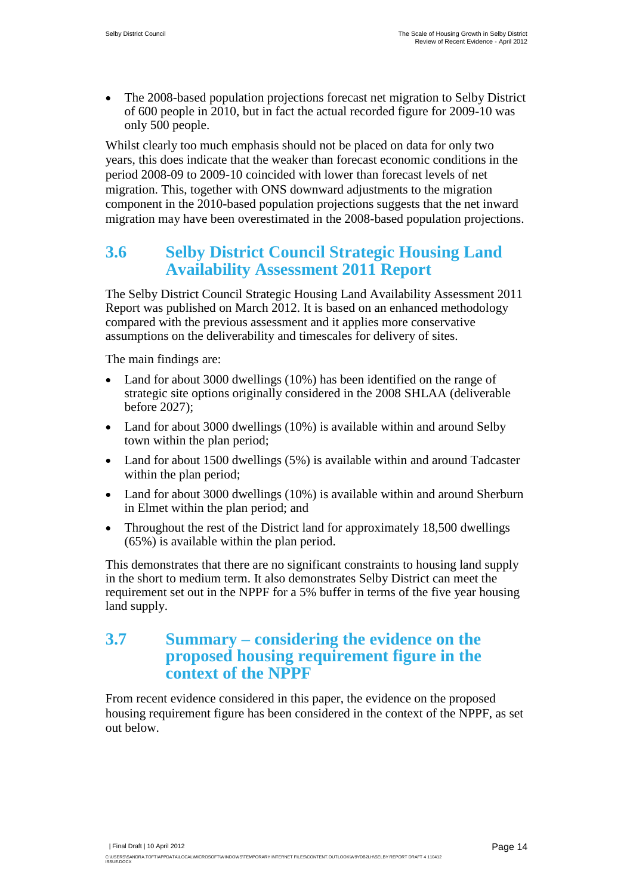- The 2008-based population projections forecast net migration to Selby District of 600 people in 2010, but in fact the actual recorded figure for 2009-10 was only 500 people.

Whilst clearly too much emphasis should not be placed on data for only two years, this does indicate that the weaker than forecast economic conditions in the period 2008-09 to 2009-10 coincided with lower than forecast levels of net migration. This, together with ONS downward adjustments to the migration component in the 2010-based population projections suggests that the net inward migration may have been overestimated in the 2008-based population projections.

## 3.6 Selby District Council Strategic Housing Land Availability Assessment 2011 Report

The Selby District Council Strategic Housing Land Availability Assessment 2011 Report was published on March 2012. It is based on an enhanced methodology compared with the previous assessment and it applies more conservative assumptions on the deliverability and timescales for delivery of sites.

The main findings are:

- Land for about 3000 dwellings (10%) has been identified on the range of strategic site options originally considered in the 2008 SHLAA (deliverable before 2027);
- Land for about 3000 dwellings (10%) is available within and around Selby town within the plan period;
- Land for about 1500 dwellings (5%) is available within and around Tadcaster within the plan period;
- Land for about 3000 dwellings (10%) is available within and around Sherburn in Elmet within the plan period; and
- Throughout the rest of the District land for approximately 18,500 dwellings (65%) is available within the plan period.

This demonstrates that there are no significant constraints to housing land supply in the short to medium term. It also demonstrates Selby District can meet the requirement set out in the NPPF for a 5% buffer in terms of the five year housing land supply.

## 3.7 Summary – considering the evidence on the proposed housing requirement figure in the context of the NPPF

From recent evidence considered in this paper, the evidence on the proposed housing requirement figure has been considered in the context of the NPPF, as set out below.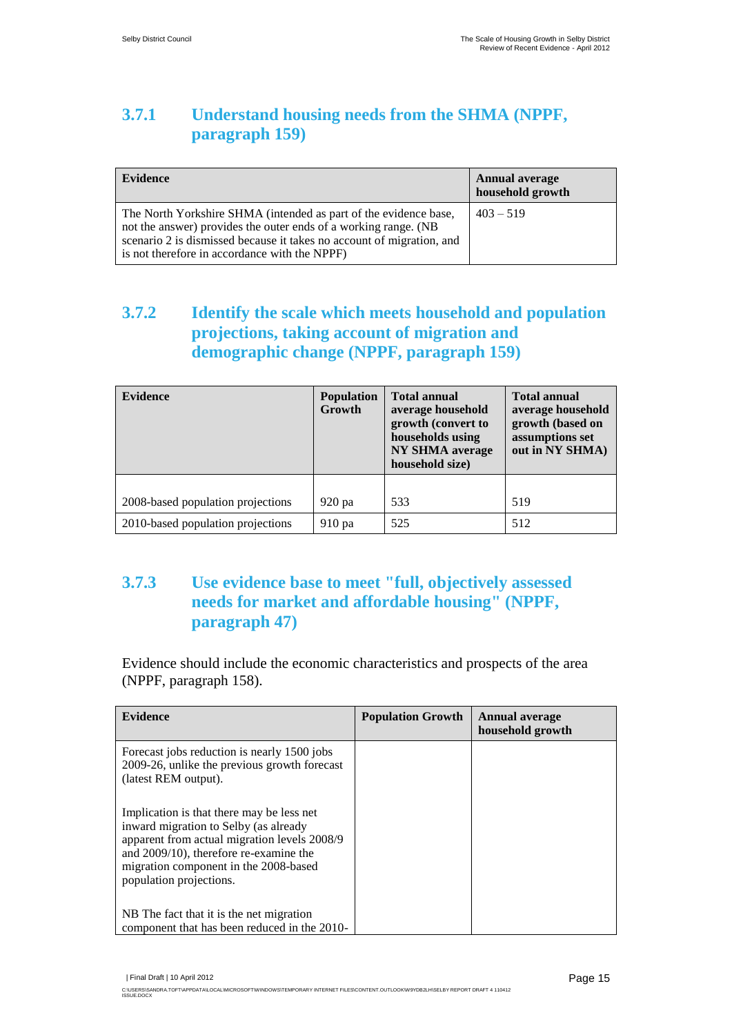### 3.7.1 Understand housing needs from the SHMA (NPPF, paragraph 159)

| Evidence | Annual average household growth |
|---|---|
| The North Yorkshire SHMA (intended as part of the evidence base, not the answer) provides the outer ends of a working range. (NB scenario 2 is dismissed because it takes no account of migration, and is not therefore in accordance with the NPPF) | 403 – 519 |

### 3.7.2 Identify the scale which meets household and population projections, taking account of migration and demographic change (NPPF, paragraph 159)

| Evidence | Population Growth | Total annual average household growth (convert to households using NY SHMA average household size) | Total annual average household growth (based on assumptions set out in NY SHMA) |
|---|---|---|---|
| 2008-based population projections | 920 pa | 533 | 519 |
| 2010-based population projections | 910 pa | 525 | 512 |

### 3.7.3 Use evidence base to meet "full, objectively assessed needs for market and affordable housing" (NPPF, paragraph 47)

Evidence should include the economic characteristics and prospects of the area (NPPF, paragraph 158).

| Evidence | Population Growth | Annual average household growth |
|---|---|---|
| Forecast jobs reduction is nearly 1500 jobs 2009-26, unlike the previous growth forecast (latest REM output).<br><br>Implication is that there may be less net inward migration to Selby (as already apparent from actual migration levels 2008/9 and 2009/10), therefore re-examine the migration component in the 2008-based population projections.<br><br>NB The fact that it is the net migration component that has been reduced in the 2010- | | |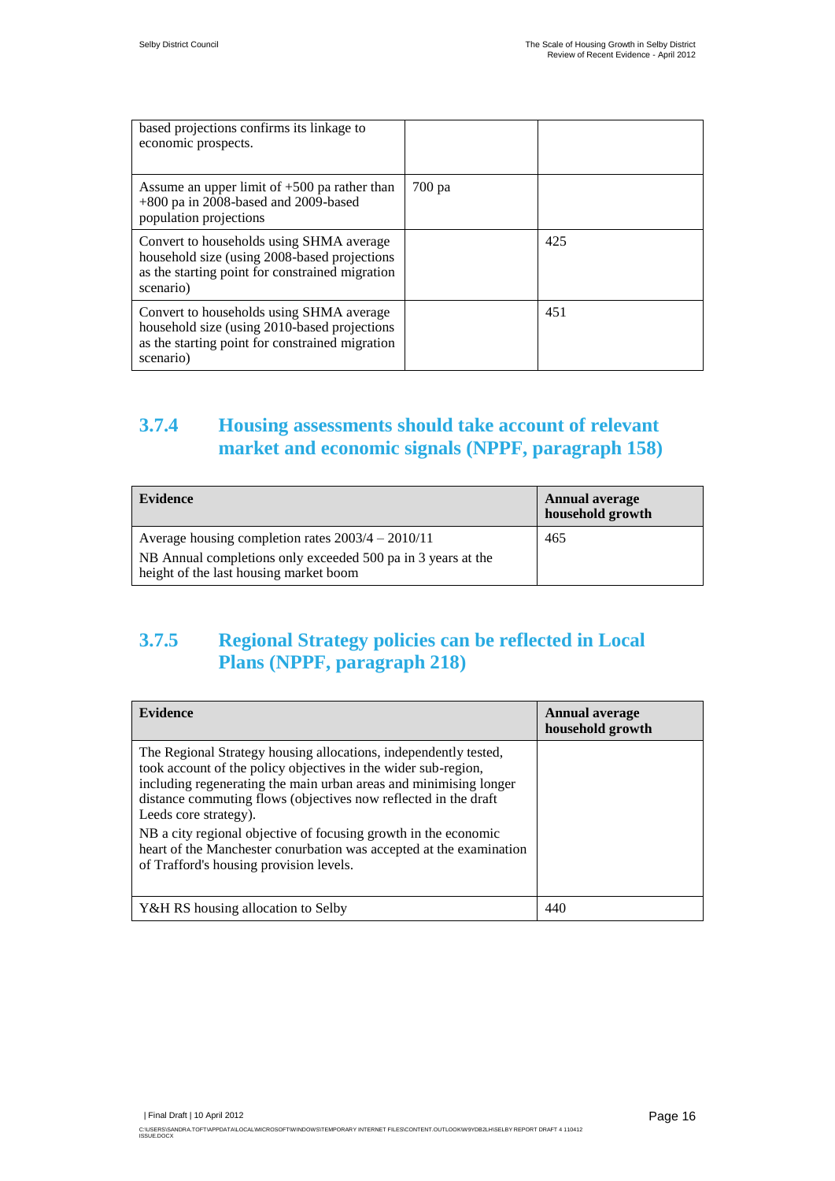| | | |
|---|---|---|
| based projections confirms its linkage to economic prospects. | | |
| Assume an upper limit of +500 pa rather than +800 pa in 2008-based and 2009-based population projections | 700 pa | |
| Convert to households using SHMA average household size (using 2008-based projections as the starting point for constrained migration scenario) | | 425 |
| Convert to households using SHMA average household size (using 2010-based projections as the starting point for constrained migration scenario) | | 451 |

### 3.7.4 Housing assessments should take account of relevant market and economic signals (NPPF, paragraph 158)

| Evidence | Annual average household growth |
|---|---|
| Average housing completion rates 2003/4 – 2010/11<br><br>NB Annual completions only exceeded 500 pa in 3 years at the height of the last housing market boom | 465 |

### 3.7.5 Regional Strategy policies can be reflected in Local Plans (NPPF, paragraph 218)

| Evidence | Annual average household growth |
|---|---|
| The Regional Strategy housing allocations, independently tested, took account of the policy objectives in the wider sub-region, including regenerating the main urban areas and minimising longer distance commuting flows (objectives now reflected in the draft Leeds core strategy).<br><br>NB a city regional objective of focusing growth in the economic heart of the Manchester conurbation was accepted at the examination of Trafford's housing provision levels. | |
| Y&H RS housing allocation to Selby | 440 |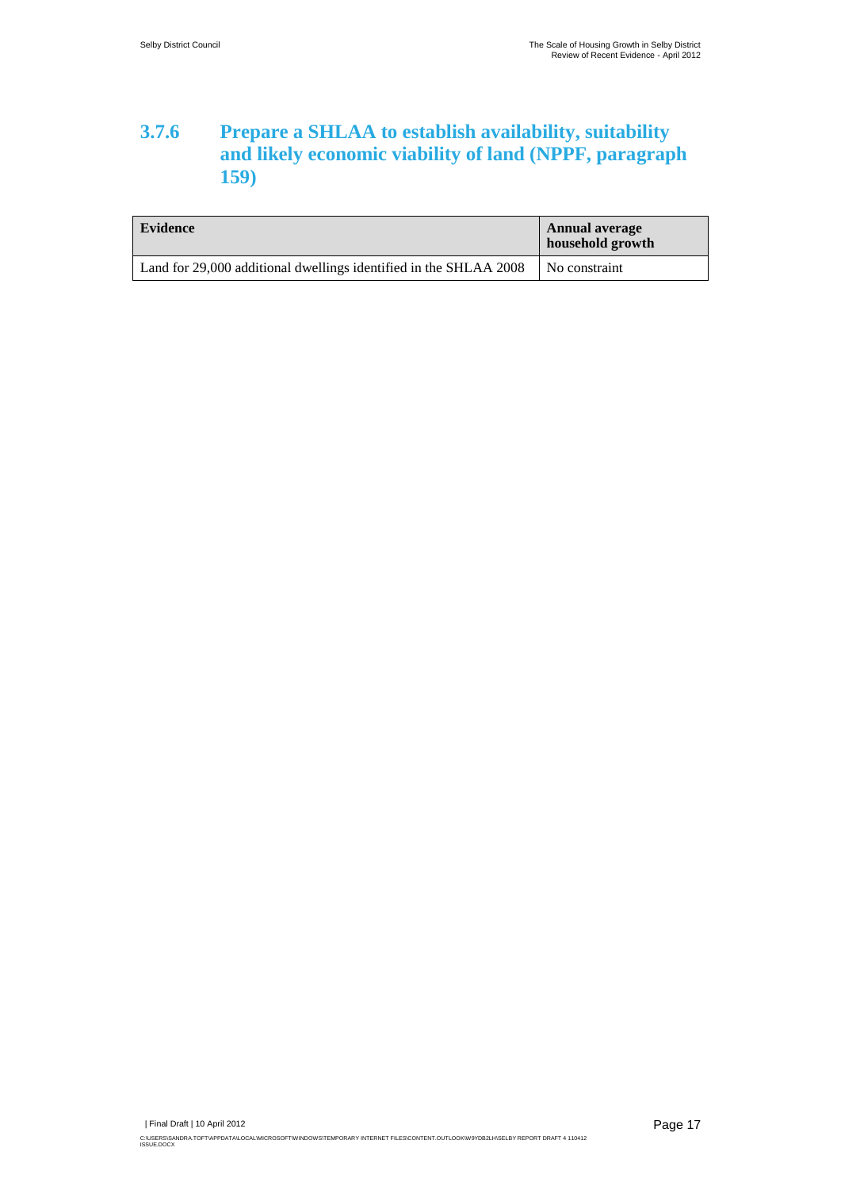### 3.7.6 Prepare a SHLAA to establish availability, suitability and likely economic viability of land (NPPF, paragraph 159)

| Evidence | Annual average household growth |
| --- | --- |
| Land for 29,000 additional dwellings identified in the SHLAA 2008 | No constraint |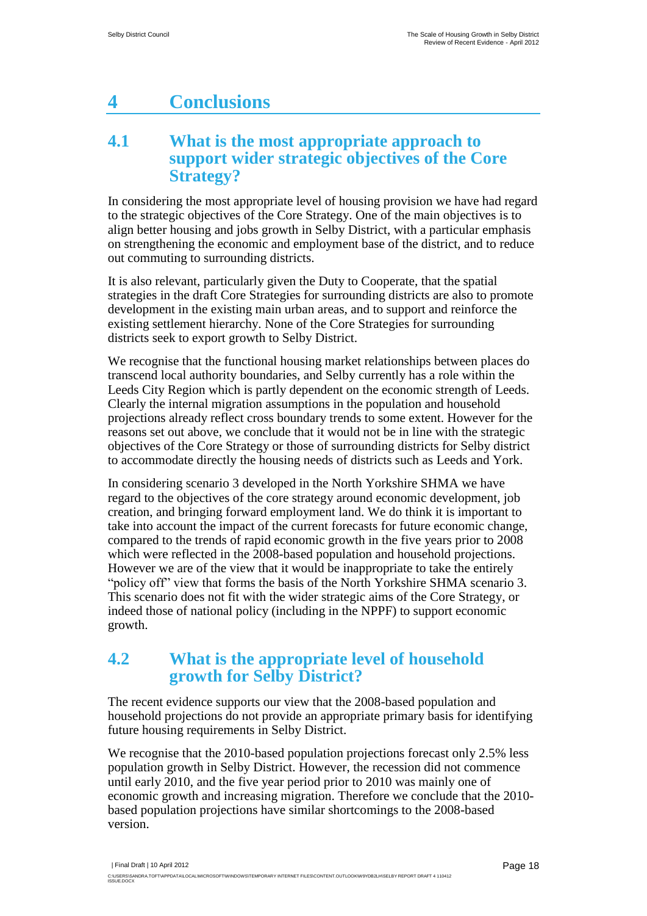# 4 Conclusions

## 4.1 What is the most appropriate approach to support wider strategic objectives of the Core Strategy?

In considering the most appropriate level of housing provision we have had regard to the strategic objectives of the Core Strategy. One of the main objectives is to align better housing and jobs growth in Selby District, with a particular emphasis on strengthening the economic and employment base of the district, and to reduce out commuting to surrounding districts.

It is also relevant, particularly given the Duty to Cooperate, that the spatial strategies in the draft Core Strategies for surrounding districts are also to promote development in the existing main urban areas, and to support and reinforce the existing settlement hierarchy. None of the Core Strategies for surrounding districts seek to export growth to Selby District.

We recognise that the functional housing market relationships between places do transcend local authority boundaries, and Selby currently has a role within the Leeds City Region which is partly dependent on the economic strength of Leeds. Clearly the internal migration assumptions in the population and household projections already reflect cross boundary trends to some extent. However for the reasons set out above, we conclude that it would not be in line with the strategic objectives of the Core Strategy or those of surrounding districts for Selby district to accommodate directly the housing needs of districts such as Leeds and York.

In considering scenario 3 developed in the North Yorkshire SHMA we have regard to the objectives of the core strategy around economic development, job creation, and bringing forward employment land. We do think it is important to take into account the impact of the current forecasts for future economic change, compared to the trends of rapid economic growth in the five years prior to 2008 which were reflected in the 2008-based population and household projections. However we are of the view that it would be inappropriate to take the entirely "policy off" view that forms the basis of the North Yorkshire SHMA scenario 3. This scenario does not fit with the wider strategic aims of the Core Strategy, or indeed those of national policy (including in the NPPF) to support economic growth.

## 4.2 What is the appropriate level of household growth for Selby District?

The recent evidence supports our view that the 2008-based population and household projections do not provide an appropriate primary basis for identifying future housing requirements in Selby District.

We recognise that the 2010-based population projections forecast only 2.5% less population growth in Selby District. However, the recession did not commence until early 2010, and the five year period prior to 2010 was mainly one of economic growth and increasing migration. Therefore we conclude that the 2010-based population projections have similar shortcomings to the 2008-based version.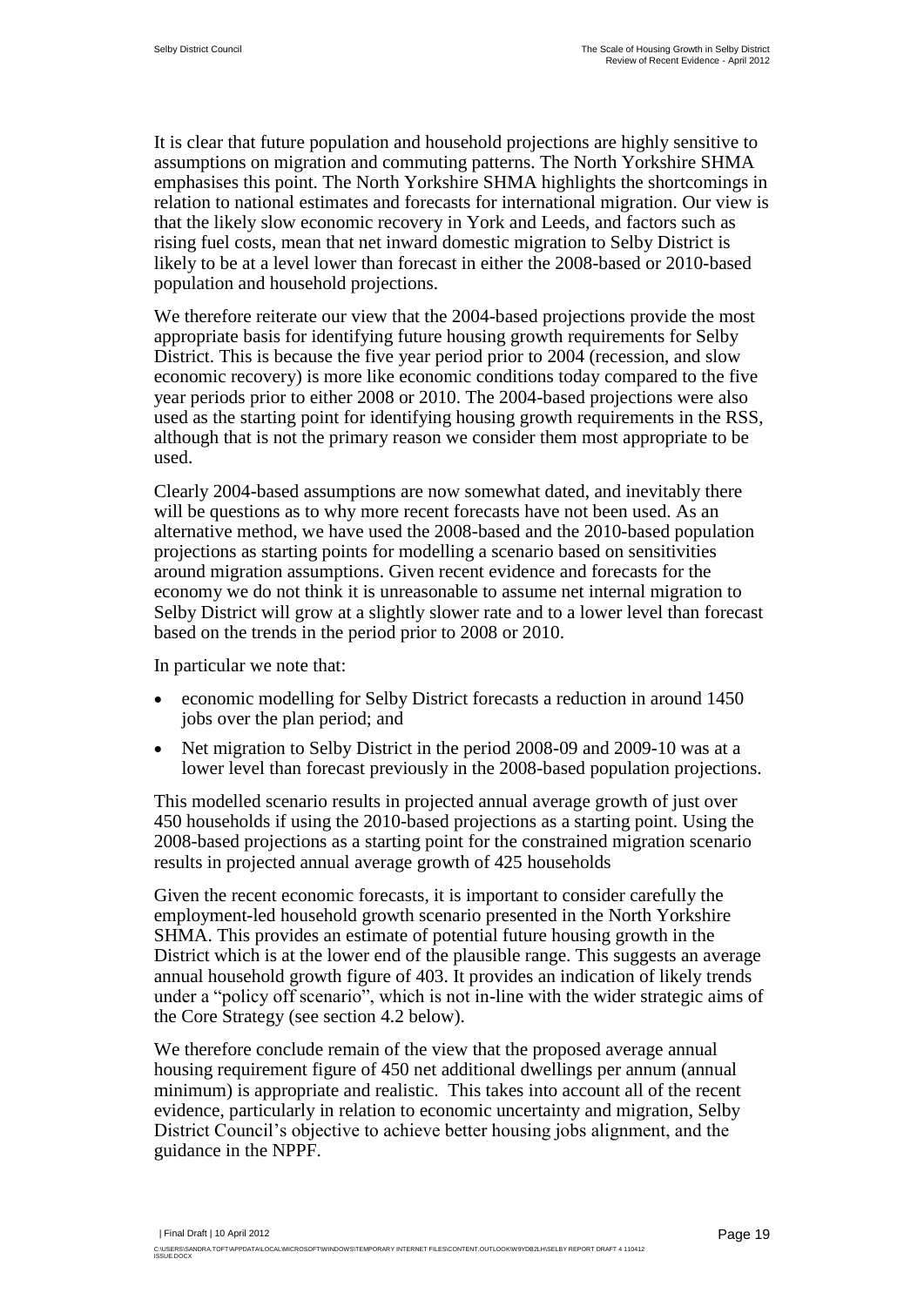It is clear that future population and household projections are highly sensitive to assumptions on migration and commuting patterns. The North Yorkshire SHMA emphasises this point. The North Yorkshire SHMA highlights the shortcomings in relation to national estimates and forecasts for international migration. Our view is that the likely slow economic recovery in York and Leeds, and factors such as rising fuel costs, mean that net inward domestic migration to Selby District is likely to be at a level lower than forecast in either the 2008-based or 2010-based population and household projections.

We therefore reiterate our view that the 2004-based projections provide the most appropriate basis for identifying future housing growth requirements for Selby District. This is because the five year period prior to 2004 (recession, and slow economic recovery) is more like economic conditions today compared to the five year periods prior to either 2008 or 2010. The 2004-based projections were also used as the starting point for identifying housing growth requirements in the RSS, although that is not the primary reason we consider them most appropriate to be used.

Clearly 2004-based assumptions are now somewhat dated, and inevitably there will be questions as to why more recent forecasts have not been used. As an alternative method, we have used the 2008-based and the 2010-based population projections as starting points for modelling a scenario based on sensitivities around migration assumptions. Given recent evidence and forecasts for the economy we do not think it is unreasonable to assume net internal migration to Selby District will grow at a slightly slower rate and to a lower level than forecast based on the trends in the period prior to 2008 or 2010.

In particular we note that:

- economic modelling for Selby District forecasts a reduction in around 1450 jobs over the plan period; and
- Net migration to Selby District in the period 2008-09 and 2009-10 was at a lower level than forecast previously in the 2008-based population projections.

This modelled scenario results in projected annual average growth of just over 450 households if using the 2010-based projections as a starting point. Using the 2008-based projections as a starting point for the constrained migration scenario results in projected annual average growth of 425 households

Given the recent economic forecasts, it is important to consider carefully the employment-led household growth scenario presented in the North Yorkshire SHMA. This provides an estimate of potential future housing growth in the District which is at the lower end of the plausible range. This suggests an average annual household growth figure of 403. It provides an indication of likely trends under a "policy off scenario", which is not in-line with the wider strategic aims of the Core Strategy (see section 4.2 below).

We therefore conclude remain of the view that the proposed average annual housing requirement figure of 450 net additional dwellings per annum (annual minimum) is appropriate and realistic. This takes into account all of the recent evidence, particularly in relation to economic uncertainty and migration, Selby District Council's objective to achieve better housing jobs alignment, and the guidance in the NPPF.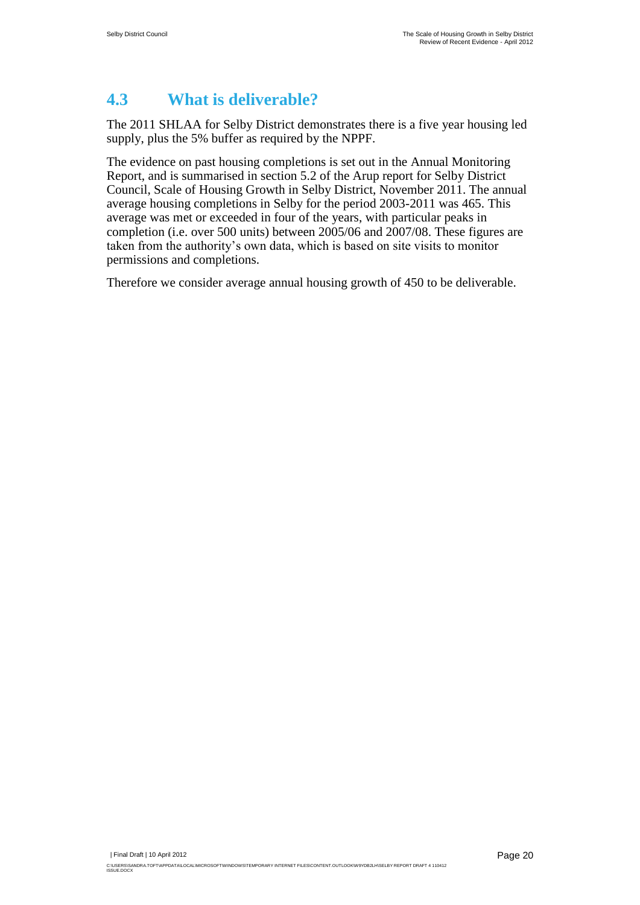## 4.3 What is deliverable?

The 2011 SHLAA for Selby District demonstrates there is a five year housing led supply, plus the 5% buffer as required by the NPPF.

The evidence on past housing completions is set out in the Annual Monitoring Report, and is summarised in section 5.2 of the Arup report for Selby District Council, Scale of Housing Growth in Selby District, November 2011. The annual average housing completions in Selby for the period 2003-2011 was 465. This average was met or exceeded in four of the years, with particular peaks in completion (i.e. over 500 units) between 2005/06 and 2007/08. These figures are taken from the authority's own data, which is based on site visits to monitor permissions and completions.

Therefore we consider average annual housing growth of 450 to be deliverable.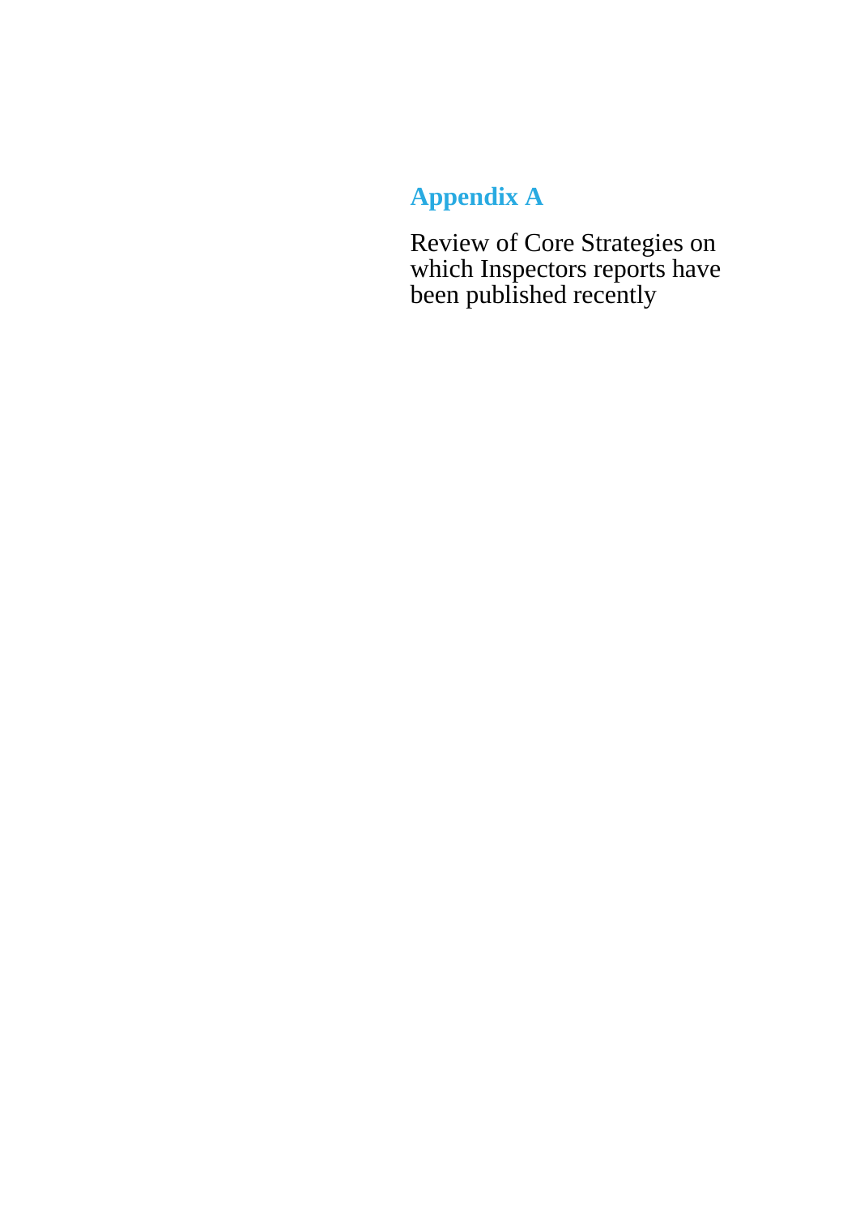# Appendix A

Review of Core Strategies on which Inspectors reports have been published recently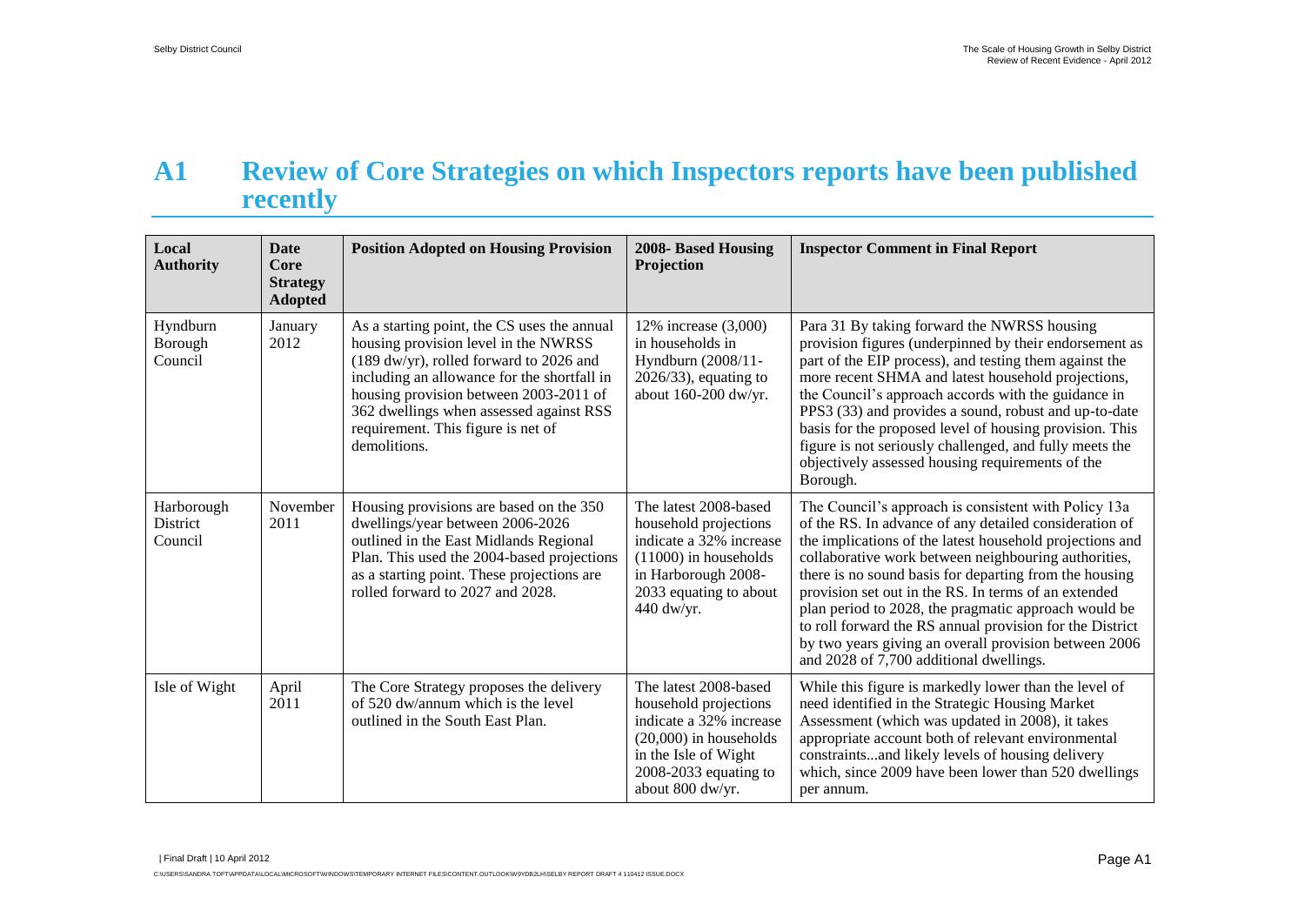# A1 Review of Core Strategies on which Inspectors reports have been published recently

| Local Authority | Date Core Strategy Adopted | Position Adopted on Housing Provision | 2008- Based Housing Projection | Inspector Comment in Final Report |
|---|---|---|---|---|
| Hyndburn Borough Council | January 2012 | As a starting point, the CS uses the annual housing provision level in the NWRSS (189 dw/yr), rolled forward to 2026 and including an allowance for the shortfall in housing provision between 2003-2011 of 362 dwellings when assessed against RSS requirement. This figure is net of demolitions. | 12% increase (3,000) in households in Hyndburn (2008/11-2026/33), equating to about 160-200 dw/yr. | Para 31 By taking forward the NWRSS housing provision figures (underpinned by their endorsement as part of the EIP process), and testing them against the more recent SHMA and latest household projections, the Council's approach accords with the guidance in PPS3 (33) and provides a sound, robust and up-to-date basis for the proposed level of housing provision. This figure is not seriously challenged, and fully meets the objectively assessed housing requirements of the Borough. |
| Harborough District Council | November 2011 | Housing provisions are based on the 350 dwellings/year between 2006-2026 outlined in the East Midlands Regional Plan. This used the 2004-based projections as a starting point. These projections are rolled forward to 2027 and 2028. | The latest 2008-based household projections indicate a 32% increase (11000) in households in Harborough 2008-2033 equating to about 440 dw/yr. | The Council's approach is consistent with Policy 13a of the RS. In advance of any detailed consideration of the implications of the latest household projections and collaborative work between neighbouring authorities, there is no sound basis for departing from the housing provision set out in the RS. In terms of an extended plan period to 2028, the pragmatic approach would be to roll forward the RS annual provision for the District by two years giving an overall provision between 2006 and 2028 of 7,700 additional dwellings. |
| Isle of Wight | April 2011 | The Core Strategy proposes the delivery of 520 dw/annum which is the level outlined in the South East Plan. | The latest 2008-based household projections indicate a 32% increase (20,000) in households in the Isle of Wight 2008-2033 equating to about 800 dw/yr. | While this figure is markedly lower than the level of need identified in the Strategic Housing Market Assessment (which was updated in 2008), it takes appropriate account both of relevant environmental constraints...and likely levels of housing delivery which, since 2009 have been lower than 520 dwellings per annum. |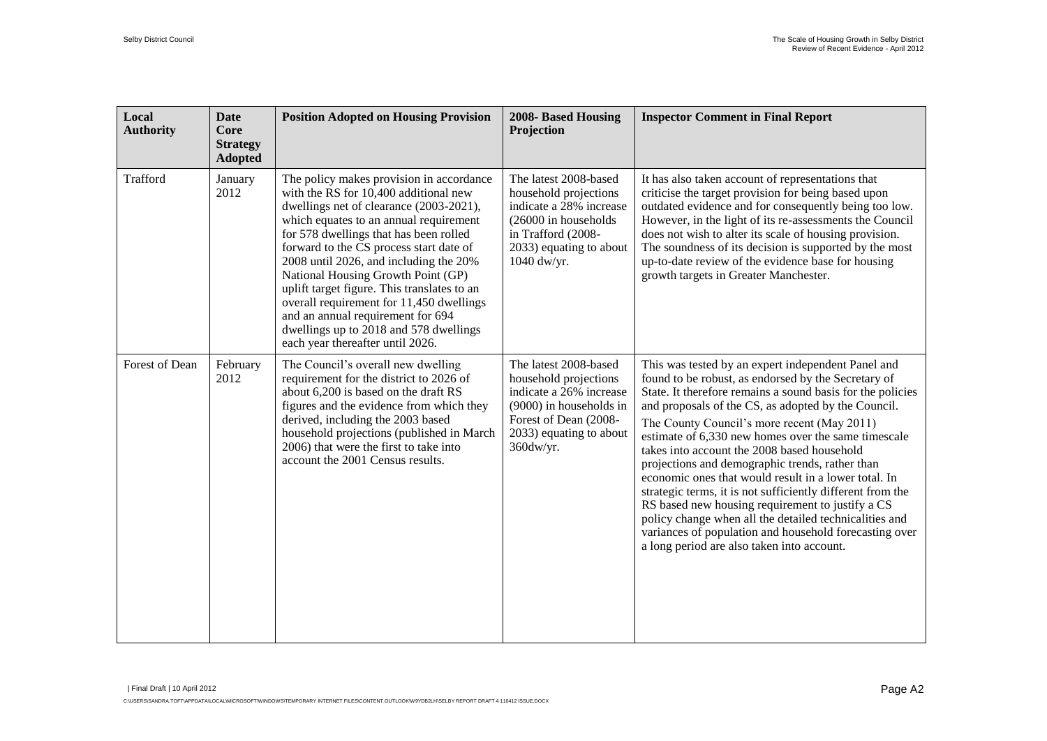| Local Authority | Date Core Strategy Adopted | Position Adopted on Housing Provision | 2008- Based Housing Projection | Inspector Comment in Final Report |
|---|---|---|---|---|
| Trafford | January 2012 | The policy makes provision in accordance with the RS for 10,400 additional new dwellings net of clearance (2003-2021), which equates to an annual requirement for 578 dwellings that has been rolled forward to the CS process start date of 2008 until 2026, and including the 20% National Housing Growth Point (GP) uplift target figure. This translates to an overall requirement for 11,450 dwellings and an annual requirement for 694 dwellings up to 2018 and 578 dwellings each year thereafter until 2026. | The latest 2008-based household projections indicate a 28% increase (26000 in households in Trafford (2008-2033) equating to about 1040 dw/yr. | It has also taken account of representations that criticise the target provision for being based upon outdated evidence and for consequently being too low. However, in the light of its re-assessments the Council does not wish to alter its scale of housing provision. The soundness of its decision is supported by the most up-to-date review of the evidence base for housing growth targets in Greater Manchester. |
| Forest of Dean | February 2012 | The Council's overall new dwelling requirement for the district to 2026 of about 6,200 is based on the draft RS figures and the evidence from which they derived, including the 2003 based household projections (published in March 2006) that were the first to take into account the 2001 Census results. | The latest 2008-based household projections indicate a 26% increase (9000) in households in Forest of Dean (2008-2033) equating to about 360dw/yr. | This was tested by an expert independent Panel and found to be robust, as endorsed by the Secretary of State. It therefore remains a sound basis for the policies and proposals of the CS, as adopted by the Council.<br><br>The County Council's more recent (May 2011) estimate of 6,330 new homes over the same timescale takes into account the 2008 based household projections and demographic trends, rather than economic ones that would result in a lower total. In strategic terms, it is not sufficiently different from the RS based new housing requirement to justify a CS policy change when all the detailed technicalities and variances of population and household forecasting over a long period are also taken into account. |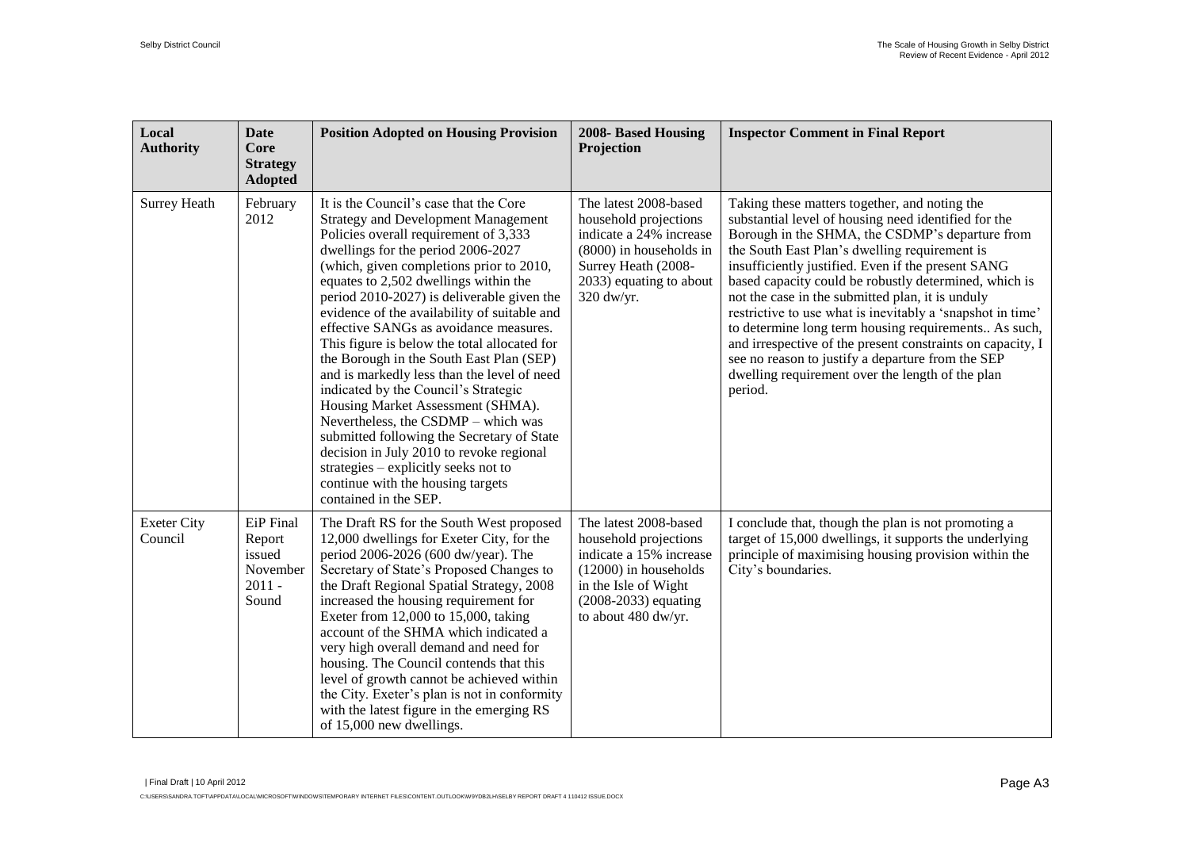| Local Authority | Date Core Strategy Adopted | Position Adopted on Housing Provision | 2008- Based Housing Projection | Inspector Comment in Final Report |
|---|---|---|---|---|
| Surrey Heath | February 2012 | It is the Council's case that the Core Strategy and Development Management Policies overall requirement of 3,333 dwellings for the period 2006-2027 (which, given completions prior to 2010, equates to 2,502 dwellings within the period 2010-2027) is deliverable given the evidence of the availability of suitable and effective SANGs as avoidance measures. This figure is below the total allocated for the Borough in the South East Plan (SEP) and is markedly less than the level of need indicated by the Council's Strategic Housing Market Assessment (SHMA). Nevertheless, the CSDMP – which was submitted following the Secretary of State decision in July 2010 to revoke regional strategies – explicitly seeks not to continue with the housing targets contained in the SEP. | The latest 2008-based household projections indicate a 24% increase (8000) in households in Surrey Heath (2008-2033) equating to about 320 dw/yr. | Taking these matters together, and noting the substantial level of housing need identified for the Borough in the SHMA, the CSDMP's departure from the South East Plan's dwelling requirement is insufficiently justified. Even if the present SANG based capacity could be robustly determined, which is not the case in the submitted plan, it is unduly restrictive to use what is inevitably a 'snapshot in time' to determine long term housing requirements.. As such, and irrespective of the present constraints on capacity, I see no reason to justify a departure from the SEP dwelling requirement over the length of the plan period. |
| Exeter City Council | EiP Final Report issued November 2011 - Sound | The Draft RS for the South West proposed 12,000 dwellings for Exeter City, for the period 2006-2026 (600 dw/year). The Secretary of State's Proposed Changes to the Draft Regional Spatial Strategy, 2008 increased the housing requirement for Exeter from 12,000 to 15,000, taking account of the SHMA which indicated a very high overall demand and need for housing. The Council contends that this level of growth cannot be achieved within the City. Exeter's plan is not in conformity with the latest figure in the emerging RS of 15,000 new dwellings. | The latest 2008-based household projections indicate a 15% increase (12000) in households in the Isle of Wight (2008-2033) equating to about 480 dw/yr. | I conclude that, though the plan is not promoting a target of 15,000 dwellings, it supports the underlying principle of maximising housing provision within the City's boundaries. |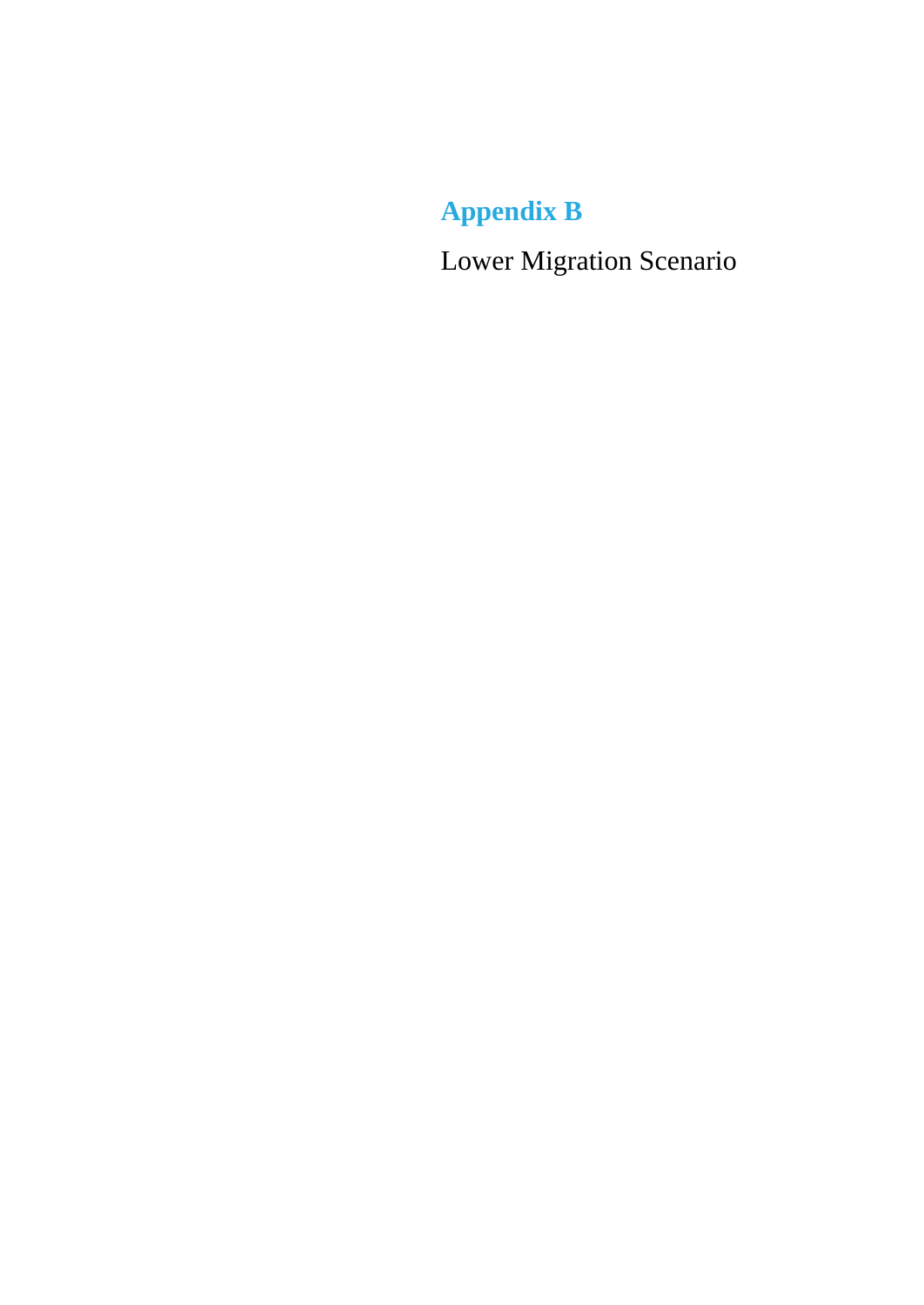# Appendix B

Lower Migration Scenario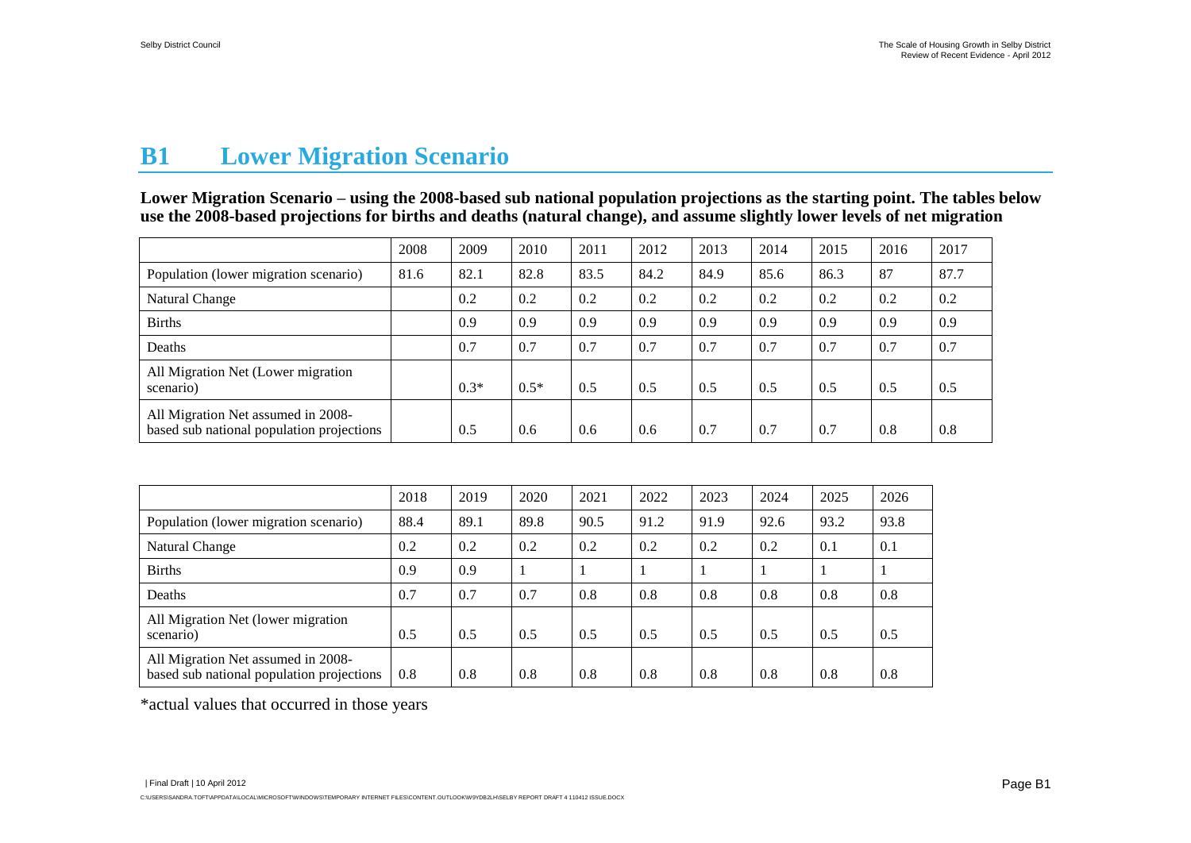# B1 Lower Migration Scenario

**Lower Migration Scenario – using the 2008-based sub national population projections as the starting point. The tables below use the 2008-based projections for births and deaths (natural change), and assume slightly lower levels of net migration**

| | 2008 | 2009 | 2010 | 2011 | 2012 | 2013 | 2014 | 2015 | 2016 | 2017 |
|---|---|---|---|---|---|---|---|---|---|---|
| Population (lower migration scenario) | 81.6 | 82.1 | 82.8 | 83.5 | 84.2 | 84.9 | 85.6 | 86.3 | 87 | 87.7 |
| Natural Change | | 0.2 | 0.2 | 0.2 | 0.2 | 0.2 | 0.2 | 0.2 | 0.2 | 0.2 |
| Births | | 0.9 | 0.9 | 0.9 | 0.9 | 0.9 | 0.9 | 0.9 | 0.9 | 0.9 |
| Deaths | | 0.7 | 0.7 | 0.7 | 0.7 | 0.7 | 0.7 | 0.7 | 0.7 | 0.7 |
| All Migration Net (Lower migration scenario) | | 0.3* | 0.5* | 0.5 | 0.5 | 0.5 | 0.5 | 0.5 | 0.5 | 0.5 |
| All Migration Net assumed in 2008-based sub national population projections | | 0.5 | 0.6 | 0.6 | 0.6 | 0.7 | 0.7 | 0.7 | 0.8 | 0.8 |

| | 2018 | 2019 | 2020 | 2021 | 2022 | 2023 | 2024 | 2025 | 2026 |
|---|---|---|---|---|---|---|---|---|---|
| Population (lower migration scenario) | 88.4 | 89.1 | 89.8 | 90.5 | 91.2 | 91.9 | 92.6 | 93.2 | 93.8 |
| Natural Change | 0.2 | 0.2 | 0.2 | 0.2 | 0.2 | 0.2 | 0.2 | 0.1 | 0.1 |
| Births | 0.9 | 0.9 | 1 | 1 | 1 | 1 | 1 | 1 | 1 |
| Deaths | 0.7 | 0.7 | 0.7 | 0.8 | 0.8 | 0.8 | 0.8 | 0.8 | 0.8 |
| All Migration Net (lower migration scenario) | 0.5 | 0.5 | 0.5 | 0.5 | 0.5 | 0.5 | 0.5 | 0.5 | 0.5 |
| All Migration Net assumed in 2008-based sub national population projections | 0.8 | 0.8 | 0.8 | 0.8 | 0.8 | 0.8 | 0.8 | 0.8 | 0.8 |

*actual values that occurred in those years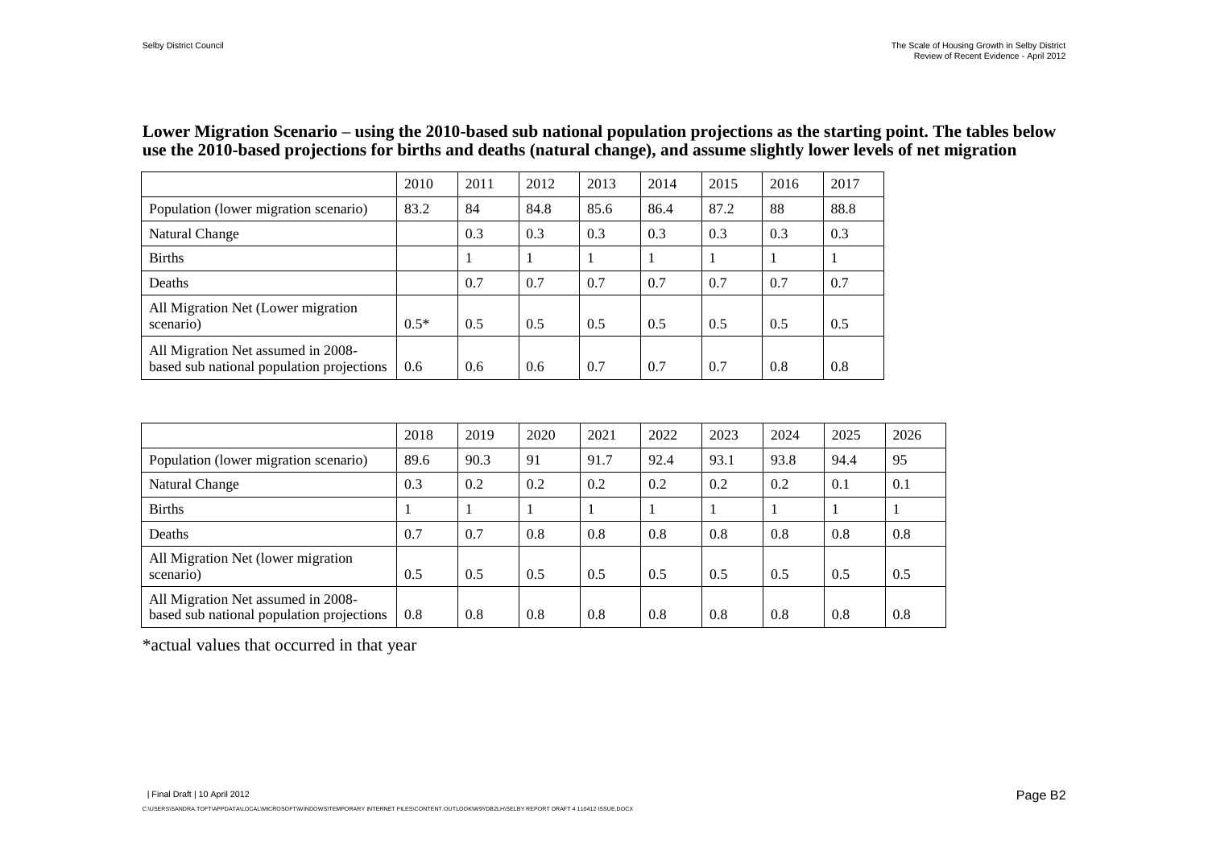**Lower Migration Scenario – using the 2010-based sub national population projections as the starting point. The tables below use the 2010-based projections for births and deaths (natural change), and assume slightly lower levels of net migration**

| | 2010 | 2011 | 2012 | 2013 | 2014 | 2015 | 2016 | 2017 |
|---|---|---|---|---|---|---|---|---|
| Population (lower migration scenario) | 83.2 | 84 | 84.8 | 85.6 | 86.4 | 87.2 | 88 | 88.8 |
| Natural Change | | 0.3 | 0.3 | 0.3 | 0.3 | 0.3 | 0.3 | 0.3 |
| Births | | 1 | 1 | 1 | 1 | 1 | 1 | 1 |
| Deaths | | 0.7 | 0.7 | 0.7 | 0.7 | 0.7 | 0.7 | 0.7 |
| All Migration Net (Lower migration scenario) | 0.5* | 0.5 | 0.5 | 0.5 | 0.5 | 0.5 | 0.5 | 0.5 |
| All Migration Net assumed in 2008-based sub national population projections | 0.6 | 0.6 | 0.6 | 0.7 | 0.7 | 0.7 | 0.8 | 0.8 |

| | 2018 | 2019 | 2020 | 2021 | 2022 | 2023 | 2024 | 2025 | 2026 |
|---|---|---|---|---|---|---|---|---|---|
| Population (lower migration scenario) | 89.6 | 90.3 | 91 | 91.7 | 92.4 | 93.1 | 93.8 | 94.4 | 95 |
| Natural Change | 0.3 | 0.2 | 0.2 | 0.2 | 0.2 | 0.2 | 0.2 | 0.1 | 0.1 |
| Births | 1 | 1 | 1 | 1 | 1 | 1 | 1 | 1 | 1 |
| Deaths | 0.7 | 0.7 | 0.8 | 0.8 | 0.8 | 0.8 | 0.8 | 0.8 | 0.8 |
| All Migration Net (lower migration scenario) | 0.5 | 0.5 | 0.5 | 0.5 | 0.5 | 0.5 | 0.5 | 0.5 | 0.5 |
| All Migration Net assumed in 2008-based sub national population projections | 0.8 | 0.8 | 0.8 | 0.8 | 0.8 | 0.8 | 0.8 | 0.8 | 0.8 |

*actual values that occurred in that year